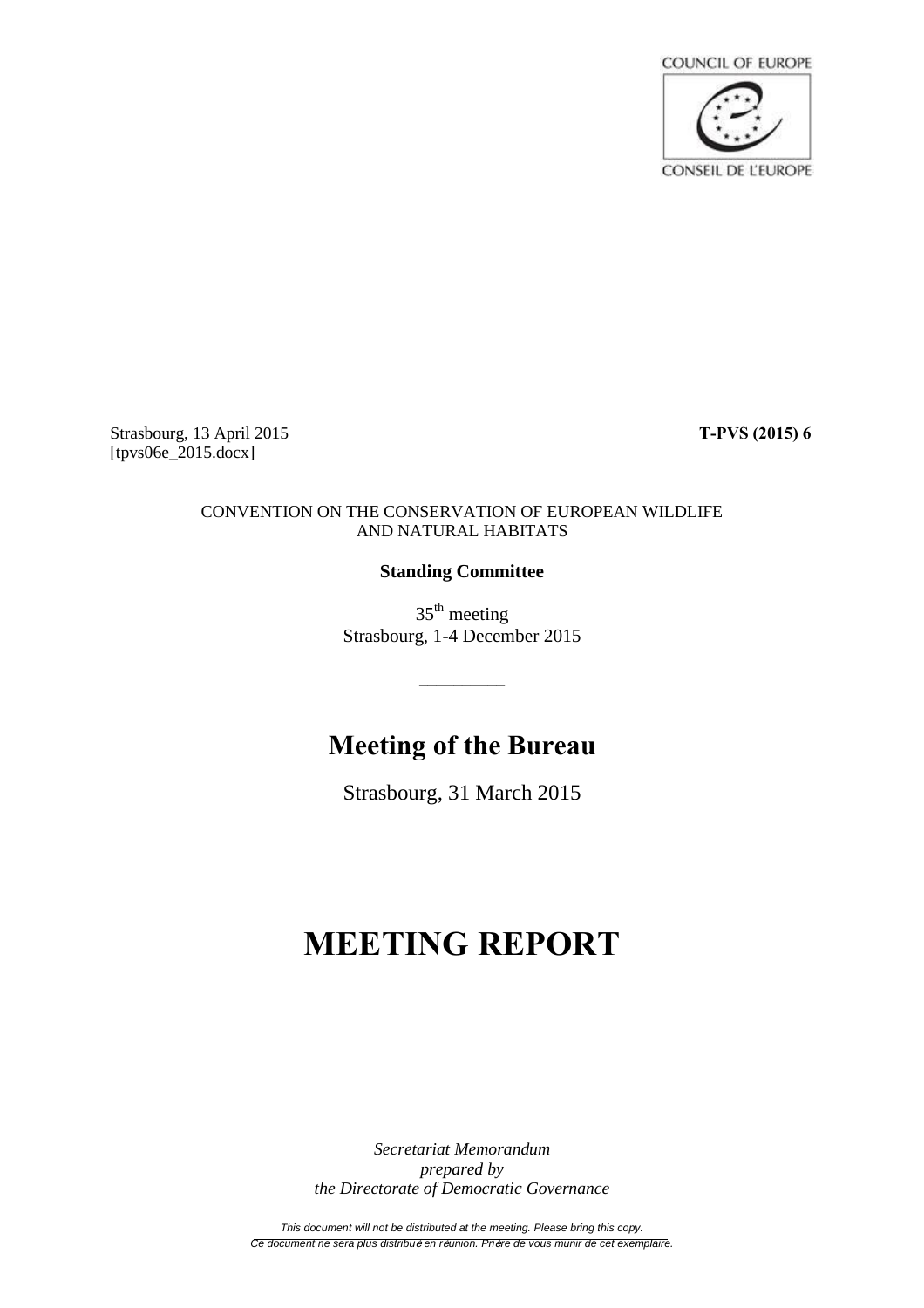COUNCIL OF EUROPE

CONSEIL DE L'EUROPE

Strasbourg, 13 April 2015 **T-PVS (2015) 6**
[tpvs06e_2015.docx]

CONVENTION ON THE CONSERVATION OF EUROPEAN WILDLIFE AND NATURAL HABITATS

**Standing Committee**

35th meeting
Strasbourg, 1-4 December 2015

---

## Meeting of the Bureau

Strasbourg, 31 March 2015

# MEETING REPORT

*Secretariat Memorandum*
*prepared by*
*the Directorate of Democratic Governance*

*This document will not be distributed at the meeting. Please bring this copy.*
*Ce document ne sera plus distribué en réunion. Prière de vous munir de cet exemplaire.*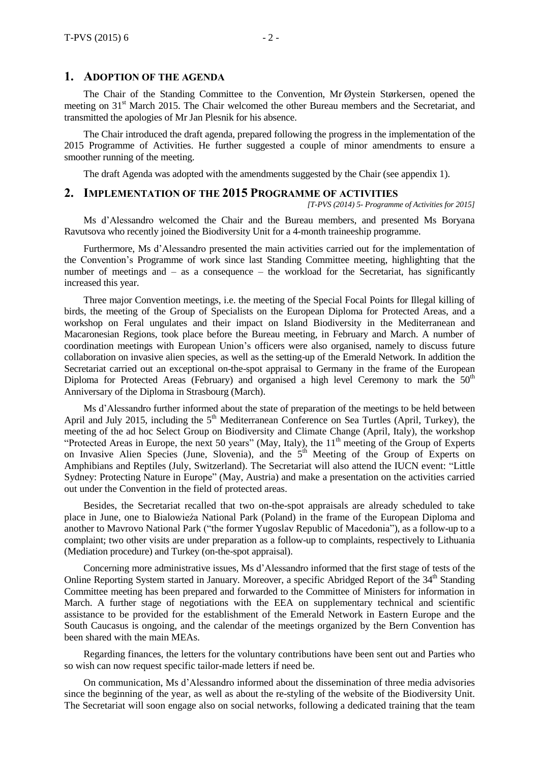## 1. Adoption of the agenda

The Chair of the Standing Committee to the Convention, Mr Øystein Størkersen, opened the meeting on 31st March 2015. The Chair welcomed the other Bureau members and the Secretariat, and transmitted the apologies of Mr Jan Plesnik for his absence.

The Chair introduced the draft agenda, prepared following the progress in the implementation of the 2015 Programme of Activities. He further suggested a couple of minor amendments to ensure a smoother running of the meeting.

The draft Agenda was adopted with the amendments suggested by the Chair (see appendix 1).

## 2. Implementation of the 2015 Programme of activities

*[T-PVS (2014) 5- Programme of Activities for 2015]*

Ms d'Alessandro welcomed the Chair and the Bureau members, and presented Ms Boryana Ravutsova who recently joined the Biodiversity Unit for a 4-month traineeship programme.

Furthermore, Ms d'Alessandro presented the main activities carried out for the implementation of the Convention's Programme of work since last Standing Committee meeting, highlighting that the number of meetings and – as a consequence – the workload for the Secretariat, has significantly increased this year.

Three major Convention meetings, i.e. the meeting of the Special Focal Points for Illegal killing of birds, the meeting of the Group of Specialists on the European Diploma for Protected Areas, and a workshop on Feral ungulates and their impact on Island Biodiversity in the Mediterranean and Macaronesian Regions, took place before the Bureau meeting, in February and March. A number of coordination meetings with European Union's officers were also organised, namely to discuss future collaboration on invasive alien species, as well as the setting-up of the Emerald Network. In addition the Secretariat carried out an exceptional on-the-spot appraisal to Germany in the frame of the European Diploma for Protected Areas (February) and organised a high level Ceremony to mark the 50th Anniversary of the Diploma in Strasbourg (March).

Ms d'Alessandro further informed about the state of preparation of the meetings to be held between April and July 2015, including the 5th Mediterranean Conference on Sea Turtles (April, Turkey), the meeting of the ad hoc Select Group on Biodiversity and Climate Change (April, Italy), the workshop "Protected Areas in Europe, the next 50 years" (May, Italy), the 11th meeting of the Group of Experts on Invasive Alien Species (June, Slovenia), and the 5th Meeting of the Group of Experts on Amphibians and Reptiles (July, Switzerland). The Secretariat will also attend the IUCN event: "Little Sydney: Protecting Nature in Europe" (May, Austria) and make a presentation on the activities carried out under the Convention in the field of protected areas.

Besides, the Secretariat recalled that two on-the-spot appraisals are already scheduled to take place in June, one to Bialowieźa National Park (Poland) in the frame of the European Diploma and another to Mavrovo National Park ("the former Yugoslav Republic of Macedonia"), as a follow-up to a complaint; two other visits are under preparation as a follow-up to complaints, respectively to Lithuania (Mediation procedure) and Turkey (on-the-spot appraisal).

Concerning more administrative issues, Ms d'Alessandro informed that the first stage of tests of the Online Reporting System started in January. Moreover, a specific Abridged Report of the 34th Standing Committee meeting has been prepared and forwarded to the Committee of Ministers for information in March. A further stage of negotiations with the EEA on supplementary technical and scientific assistance to be provided for the establishment of the Emerald Network in Eastern Europe and the South Caucasus is ongoing, and the calendar of the meetings organized by the Bern Convention has been shared with the main MEAs.

Regarding finances, the letters for the voluntary contributions have been sent out and Parties who so wish can now request specific tailor-made letters if need be.

On communication, Ms d'Alessandro informed about the dissemination of three media advisories since the beginning of the year, as well as about the re-styling of the website of the Biodiversity Unit. The Secretariat will soon engage also on social networks, following a dedicated training that the team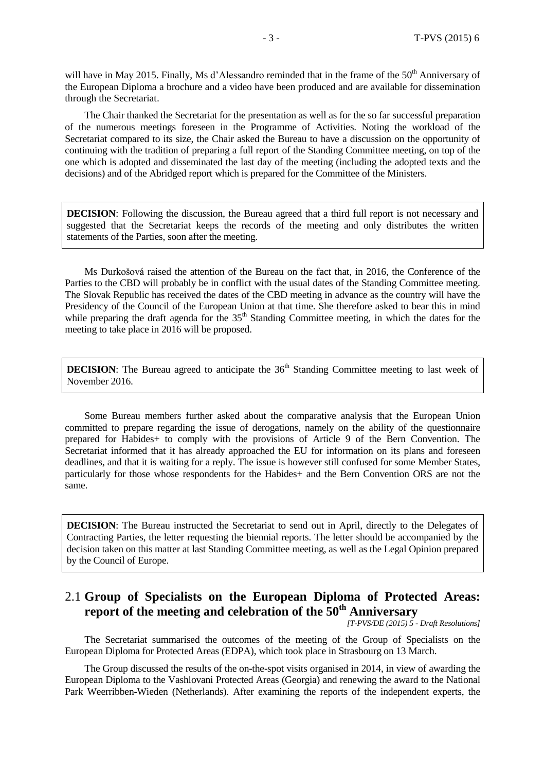will have in May 2015. Finally, Ms d'Alessandro reminded that in the frame of the 50th Anniversary of the European Diploma a brochure and a video have been produced and are available for dissemination through the Secretariat.

The Chair thanked the Secretariat for the presentation as well as for the so far successful preparation of the numerous meetings foreseen in the Programme of Activities. Noting the workload of the Secretariat compared to its size, the Chair asked the Bureau to have a discussion on the opportunity of continuing with the tradition of preparing a full report of the Standing Committee meeting, on top of the one which is adopted and disseminated the last day of the meeting (including the adopted texts and the decisions) and of the Abridged report which is prepared for the Committee of the Ministers.

**DECISION**: Following the discussion, the Bureau agreed that a third full report is not necessary and suggested that the Secretariat keeps the records of the meeting and only distributes the written statements of the Parties, soon after the meeting.

Ms Durkošová raised the attention of the Bureau on the fact that, in 2016, the Conference of the Parties to the CBD will probably be in conflict with the usual dates of the Standing Committee meeting. The Slovak Republic has received the dates of the CBD meeting in advance as the country will have the Presidency of the Council of the European Union at that time. She therefore asked to bear this in mind while preparing the draft agenda for the 35th Standing Committee meeting, in which the dates for the meeting to take place in 2016 will be proposed.

**DECISION**: The Bureau agreed to anticipate the 36th Standing Committee meeting to last week of November 2016.

Some Bureau members further asked about the comparative analysis that the European Union committed to prepare regarding the issue of derogations, namely on the ability of the questionnaire prepared for Habides+ to comply with the provisions of Article 9 of the Bern Convention. The Secretariat informed that it has already approached the EU for information on its plans and foreseen deadlines, and that it is waiting for a reply. The issue is however still confused for some Member States, particularly for those whose respondents for the Habides+ and the Bern Convention ORS are not the same.

**DECISION**: The Bureau instructed the Secretariat to send out in April, directly to the Delegates of Contracting Parties, the letter requesting the biennial reports. The letter should be accompanied by the decision taken on this matter at last Standing Committee meeting, as well as the Legal Opinion prepared by the Council of Europe.

## 2.1 Group of Specialists on the European Diploma of Protected Areas: report of the meeting and celebration of the 50th Anniversary

*[T-PVS/DE (2015) 5 - Draft Resolutions]*

The Secretariat summarised the outcomes of the meeting of the Group of Specialists on the European Diploma for Protected Areas (EDPA), which took place in Strasbourg on 13 March.

The Group discussed the results of the on-the-spot visits organised in 2014, in view of awarding the European Diploma to the Vashlovani Protected Areas (Georgia) and renewing the award to the National Park Weerribben-Wieden (Netherlands). After examining the reports of the independent experts, the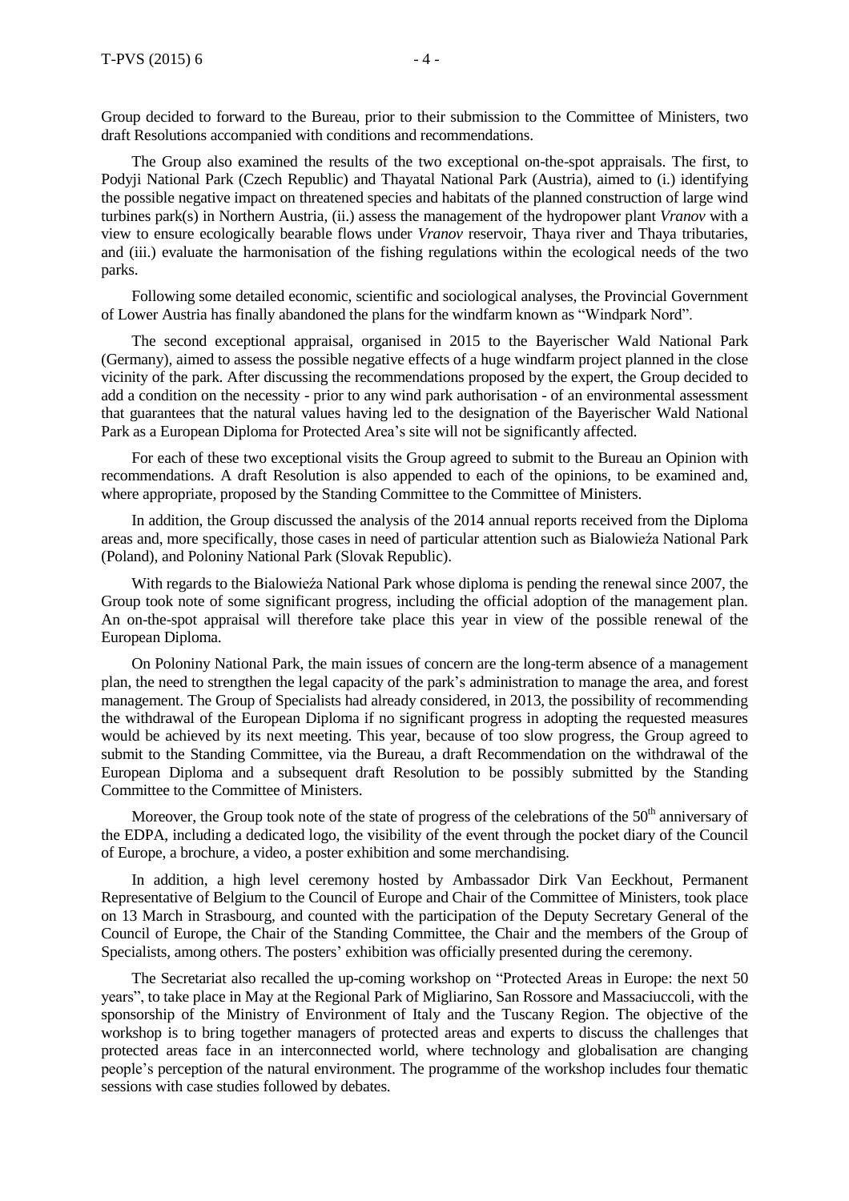Group decided to forward to the Bureau, prior to their submission to the Committee of Ministers, two draft Resolutions accompanied with conditions and recommendations.

The Group also examined the results of the two exceptional on-the-spot appraisals. The first, to Podyji National Park (Czech Republic) and Thayatal National Park (Austria), aimed to (i.) identifying the possible negative impact on threatened species and habitats of the planned construction of large wind turbines park(s) in Northern Austria, (ii.) assess the management of the hydropower plant *Vranov* with a view to ensure ecologically bearable flows under *Vranov* reservoir, Thaya river and Thaya tributaries, and (iii.) evaluate the harmonisation of the fishing regulations within the ecological needs of the two parks.

Following some detailed economic, scientific and sociological analyses, the Provincial Government of Lower Austria has finally abandoned the plans for the windfarm known as "Windpark Nord".

The second exceptional appraisal, organised in 2015 to the Bayerischer Wald National Park (Germany), aimed to assess the possible negative effects of a huge windfarm project planned in the close vicinity of the park. After discussing the recommendations proposed by the expert, the Group decided to add a condition on the necessity - prior to any wind park authorisation - of an environmental assessment that guarantees that the natural values having led to the designation of the Bayerischer Wald National Park as a European Diploma for Protected Area's site will not be significantly affected.

For each of these two exceptional visits the Group agreed to submit to the Bureau an Opinion with recommendations. A draft Resolution is also appended to each of the opinions, to be examined and, where appropriate, proposed by the Standing Committee to the Committee of Ministers.

In addition, the Group discussed the analysis of the 2014 annual reports received from the Diploma areas and, more specifically, those cases in need of particular attention such as Bialowieźa National Park (Poland), and Poloniny National Park (Slovak Republic).

With regards to the Bialowieźa National Park whose diploma is pending the renewal since 2007, the Group took note of some significant progress, including the official adoption of the management plan. An on-the-spot appraisal will therefore take place this year in view of the possible renewal of the European Diploma.

On Poloniny National Park, the main issues of concern are the long-term absence of a management plan, the need to strengthen the legal capacity of the park's administration to manage the area, and forest management. The Group of Specialists had already considered, in 2013, the possibility of recommending the withdrawal of the European Diploma if no significant progress in adopting the requested measures would be achieved by its next meeting. This year, because of too slow progress, the Group agreed to submit to the Standing Committee, via the Bureau, a draft Recommendation on the withdrawal of the European Diploma and a subsequent draft Resolution to be possibly submitted by the Standing Committee to the Committee of Ministers.

Moreover, the Group took note of the state of progress of the celebrations of the 50th anniversary of the EDPA, including a dedicated logo, the visibility of the event through the pocket diary of the Council of Europe, a brochure, a video, a poster exhibition and some merchandising.

In addition, a high level ceremony hosted by Ambassador Dirk Van Eeckhout, Permanent Representative of Belgium to the Council of Europe and Chair of the Committee of Ministers, took place on 13 March in Strasbourg, and counted with the participation of the Deputy Secretary General of the Council of Europe, the Chair of the Standing Committee, the Chair and the members of the Group of Specialists, among others. The posters' exhibition was officially presented during the ceremony.

The Secretariat also recalled the up-coming workshop on "Protected Areas in Europe: the next 50 years", to take place in May at the Regional Park of Migliarino, San Rossore and Massaciuccoli, with the sponsorship of the Ministry of Environment of Italy and the Tuscany Region. The objective of the workshop is to bring together managers of protected areas and experts to discuss the challenges that protected areas face in an interconnected world, where technology and globalisation are changing people's perception of the natural environment. The programme of the workshop includes four thematic sessions with case studies followed by debates.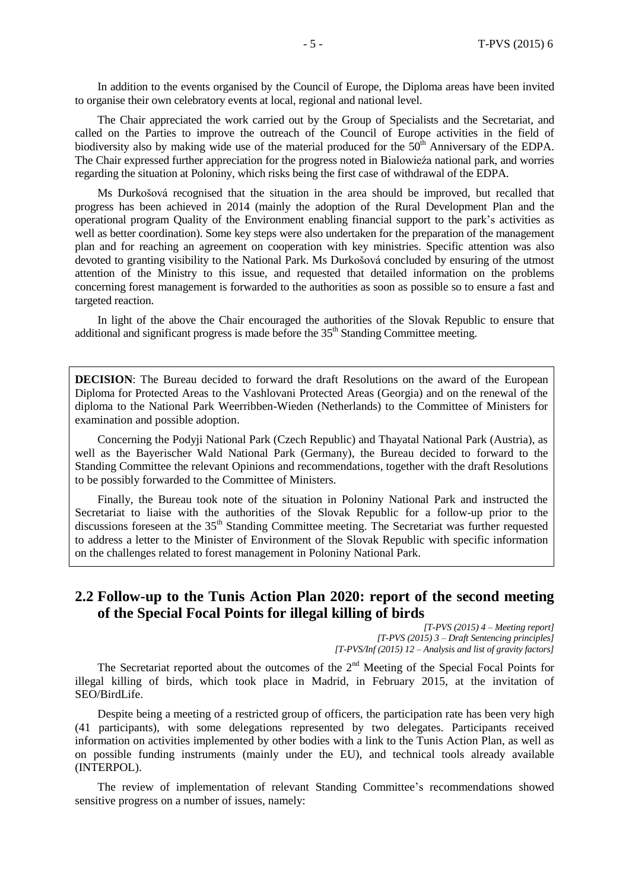In addition to the events organised by the Council of Europe, the Diploma areas have been invited to organise their own celebratory events at local, regional and national level.

The Chair appreciated the work carried out by the Group of Specialists and the Secretariat, and called on the Parties to improve the outreach of the Council of Europe activities in the field of biodiversity also by making wide use of the material produced for the 50th Anniversary of the EDPA. The Chair expressed further appreciation for the progress noted in Bialowieźa national park, and worries regarding the situation at Poloniny, which risks being the first case of withdrawal of the EDPA.

Ms Durkošová recognised that the situation in the area should be improved, but recalled that progress has been achieved in 2014 (mainly the adoption of the Rural Development Plan and the operational program Quality of the Environment enabling financial support to the park's activities as well as better coordination). Some key steps were also undertaken for the preparation of the management plan and for reaching an agreement on cooperation with key ministries. Specific attention was also devoted to granting visibility to the National Park. Ms Durkošová concluded by ensuring of the utmost attention of the Ministry to this issue, and requested that detailed information on the problems concerning forest management is forwarded to the authorities as soon as possible so to ensure a fast and targeted reaction.

In light of the above the Chair encouraged the authorities of the Slovak Republic to ensure that additional and significant progress is made before the 35th Standing Committee meeting.

**DECISION**: The Bureau decided to forward the draft Resolutions on the award of the European Diploma for Protected Areas to the Vashlovani Protected Areas (Georgia) and on the renewal of the diploma to the National Park Weerribben-Wieden (Netherlands) to the Committee of Ministers for examination and possible adoption.

Concerning the Podyji National Park (Czech Republic) and Thayatal National Park (Austria), as well as the Bayerischer Wald National Park (Germany), the Bureau decided to forward to the Standing Committee the relevant Opinions and recommendations, together with the draft Resolutions to be possibly forwarded to the Committee of Ministers.

Finally, the Bureau took note of the situation in Poloniny National Park and instructed the Secretariat to liaise with the authorities of the Slovak Republic for a follow-up prior to the discussions foreseen at the 35th Standing Committee meeting. The Secretariat was further requested to address a letter to the Minister of Environment of the Slovak Republic with specific information on the challenges related to forest management in Poloniny National Park.

## 2.2 Follow-up to the Tunis Action Plan 2020: report of the second meeting of the Special Focal Points for illegal killing of birds

*[T-PVS (2015) 4 – Meeting report]*
*[T-PVS (2015) 3 – Draft Sentencing principles]*
*[T-PVS/Inf (2015) 12 – Analysis and list of gravity factors]*

The Secretariat reported about the outcomes of the 2nd Meeting of the Special Focal Points for illegal killing of birds, which took place in Madrid, in February 2015, at the invitation of SEO/BirdLife.

Despite being a meeting of a restricted group of officers, the participation rate has been very high (41 participants), with some delegations represented by two delegates. Participants received information on activities implemented by other bodies with a link to the Tunis Action Plan, as well as on possible funding instruments (mainly under the EU), and technical tools already available (INTERPOL).

The review of implementation of relevant Standing Committee's recommendations showed sensitive progress on a number of issues, namely: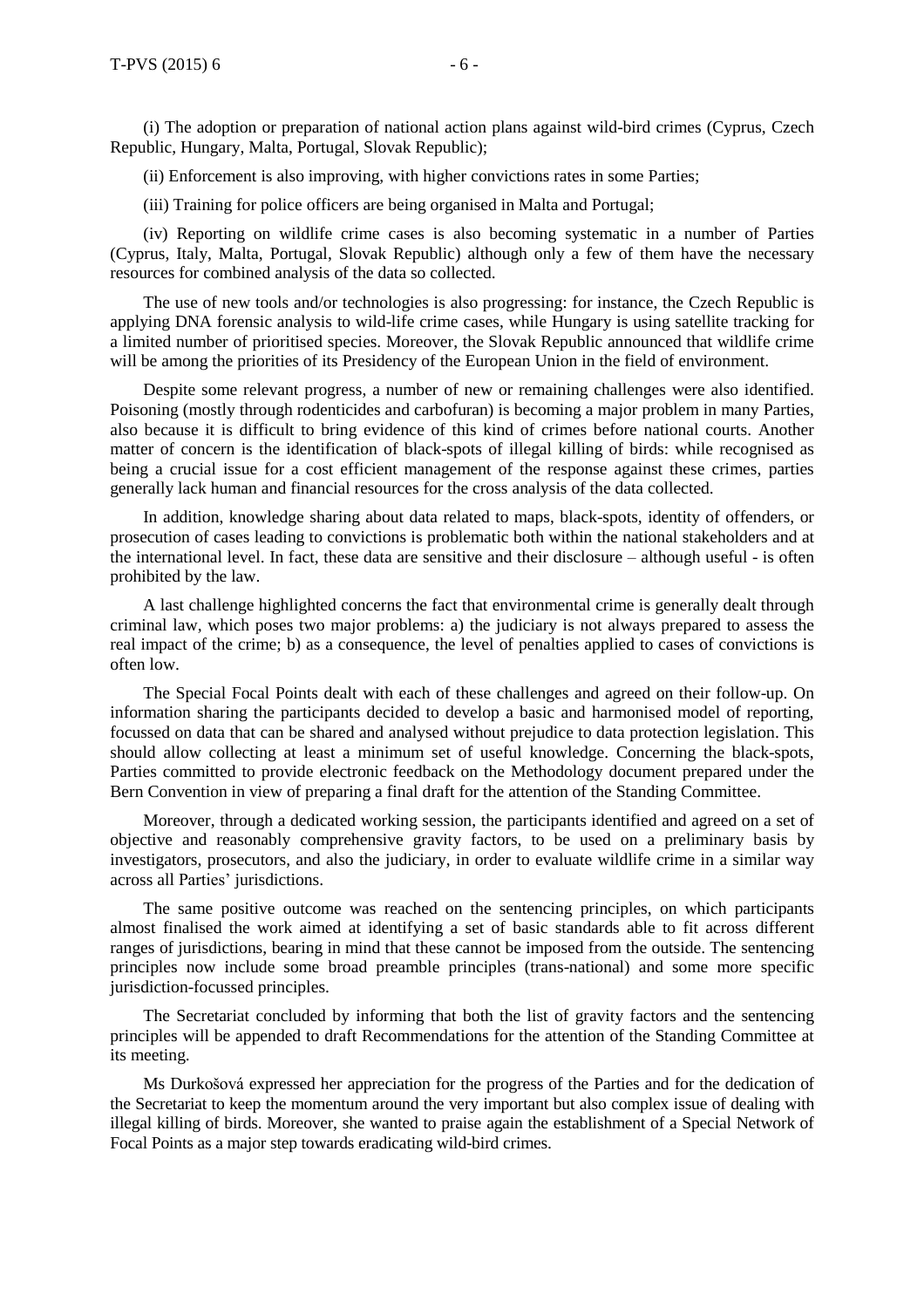(i) The adoption or preparation of national action plans against wild-bird crimes (Cyprus, Czech Republic, Hungary, Malta, Portugal, Slovak Republic);

(ii) Enforcement is also improving, with higher convictions rates in some Parties;

(iii) Training for police officers are being organised in Malta and Portugal;

(iv) Reporting on wildlife crime cases is also becoming systematic in a number of Parties (Cyprus, Italy, Malta, Portugal, Slovak Republic) although only a few of them have the necessary resources for combined analysis of the data so collected.

The use of new tools and/or technologies is also progressing: for instance, the Czech Republic is applying DNA forensic analysis to wild-life crime cases, while Hungary is using satellite tracking for a limited number of prioritised species. Moreover, the Slovak Republic announced that wildlife crime will be among the priorities of its Presidency of the European Union in the field of environment.

Despite some relevant progress, a number of new or remaining challenges were also identified. Poisoning (mostly through rodenticides and carbofuran) is becoming a major problem in many Parties, also because it is difficult to bring evidence of this kind of crimes before national courts. Another matter of concern is the identification of black-spots of illegal killing of birds: while recognised as being a crucial issue for a cost efficient management of the response against these crimes, parties generally lack human and financial resources for the cross analysis of the data collected.

In addition, knowledge sharing about data related to maps, black-spots, identity of offenders, or prosecution of cases leading to convictions is problematic both within the national stakeholders and at the international level. In fact, these data are sensitive and their disclosure – although useful - is often prohibited by the law.

A last challenge highlighted concerns the fact that environmental crime is generally dealt through criminal law, which poses two major problems: a) the judiciary is not always prepared to assess the real impact of the crime; b) as a consequence, the level of penalties applied to cases of convictions is often low.

The Special Focal Points dealt with each of these challenges and agreed on their follow-up. On information sharing the participants decided to develop a basic and harmonised model of reporting, focussed on data that can be shared and analysed without prejudice to data protection legislation. This should allow collecting at least a minimum set of useful knowledge. Concerning the black-spots, Parties committed to provide electronic feedback on the Methodology document prepared under the Bern Convention in view of preparing a final draft for the attention of the Standing Committee.

Moreover, through a dedicated working session, the participants identified and agreed on a set of objective and reasonably comprehensive gravity factors, to be used on a preliminary basis by investigators, prosecutors, and also the judiciary, in order to evaluate wildlife crime in a similar way across all Parties' jurisdictions.

The same positive outcome was reached on the sentencing principles, on which participants almost finalised the work aimed at identifying a set of basic standards able to fit across different ranges of jurisdictions, bearing in mind that these cannot be imposed from the outside. The sentencing principles now include some broad preamble principles (trans-national) and some more specific jurisdiction-focussed principles.

The Secretariat concluded by informing that both the list of gravity factors and the sentencing principles will be appended to draft Recommendations for the attention of the Standing Committee at its meeting.

Ms Durkošová expressed her appreciation for the progress of the Parties and for the dedication of the Secretariat to keep the momentum around the very important but also complex issue of dealing with illegal killing of birds. Moreover, she wanted to praise again the establishment of a Special Network of Focal Points as a major step towards eradicating wild-bird crimes.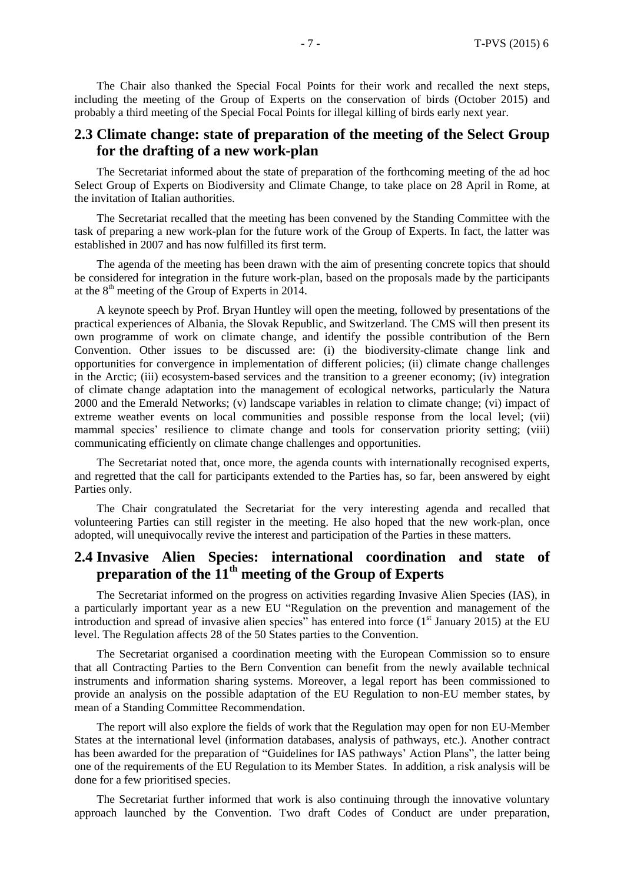The Chair also thanked the Special Focal Points for their work and recalled the next steps, including the meeting of the Group of Experts on the conservation of birds (October 2015) and probably a third meeting of the Special Focal Points for illegal killing of birds early next year.

## 2.3 Climate change: state of preparation of the meeting of the Select Group for the drafting of a new work-plan

The Secretariat informed about the state of preparation of the forthcoming meeting of the ad hoc Select Group of Experts on Biodiversity and Climate Change, to take place on 28 April in Rome, at the invitation of Italian authorities.

The Secretariat recalled that the meeting has been convened by the Standing Committee with the task of preparing a new work-plan for the future work of the Group of Experts. In fact, the latter was established in 2007 and has now fulfilled its first term.

The agenda of the meeting has been drawn with the aim of presenting concrete topics that should be considered for integration in the future work-plan, based on the proposals made by the participants at the 8th meeting of the Group of Experts in 2014.

A keynote speech by Prof. Bryan Huntley will open the meeting, followed by presentations of the practical experiences of Albania, the Slovak Republic, and Switzerland. The CMS will then present its own programme of work on climate change, and identify the possible contribution of the Bern Convention. Other issues to be discussed are: (i) the biodiversity-climate change link and opportunities for convergence in implementation of different policies; (ii) climate change challenges in the Arctic; (iii) ecosystem-based services and the transition to a greener economy; (iv) integration of climate change adaptation into the management of ecological networks, particularly the Natura 2000 and the Emerald Networks; (v) landscape variables in relation to climate change; (vi) impact of extreme weather events on local communities and possible response from the local level; (vii) mammal species' resilience to climate change and tools for conservation priority setting; (viii) communicating efficiently on climate change challenges and opportunities.

The Secretariat noted that, once more, the agenda counts with internationally recognised experts, and regretted that the call for participants extended to the Parties has, so far, been answered by eight Parties only.

The Chair congratulated the Secretariat for the very interesting agenda and recalled that volunteering Parties can still register in the meeting. He also hoped that the new work-plan, once adopted, will unequivocally revive the interest and participation of the Parties in these matters.

## 2.4 Invasive Alien Species: international coordination and state of preparation of the 11th meeting of the Group of Experts

The Secretariat informed on the progress on activities regarding Invasive Alien Species (IAS), in a particularly important year as a new EU "Regulation on the prevention and management of the introduction and spread of invasive alien species" has entered into force (1st January 2015) at the EU level. The Regulation affects 28 of the 50 States parties to the Convention.

The Secretariat organised a coordination meeting with the European Commission so to ensure that all Contracting Parties to the Bern Convention can benefit from the newly available technical instruments and information sharing systems. Moreover, a legal report has been commissioned to provide an analysis on the possible adaptation of the EU Regulation to non-EU member states, by mean of a Standing Committee Recommendation.

The report will also explore the fields of work that the Regulation may open for non EU-Member States at the international level (information databases, analysis of pathways, etc.). Another contract has been awarded for the preparation of "Guidelines for IAS pathways' Action Plans", the latter being one of the requirements of the EU Regulation to its Member States. In addition, a risk analysis will be done for a few prioritised species.

The Secretariat further informed that work is also continuing through the innovative voluntary approach launched by the Convention. Two draft Codes of Conduct are under preparation,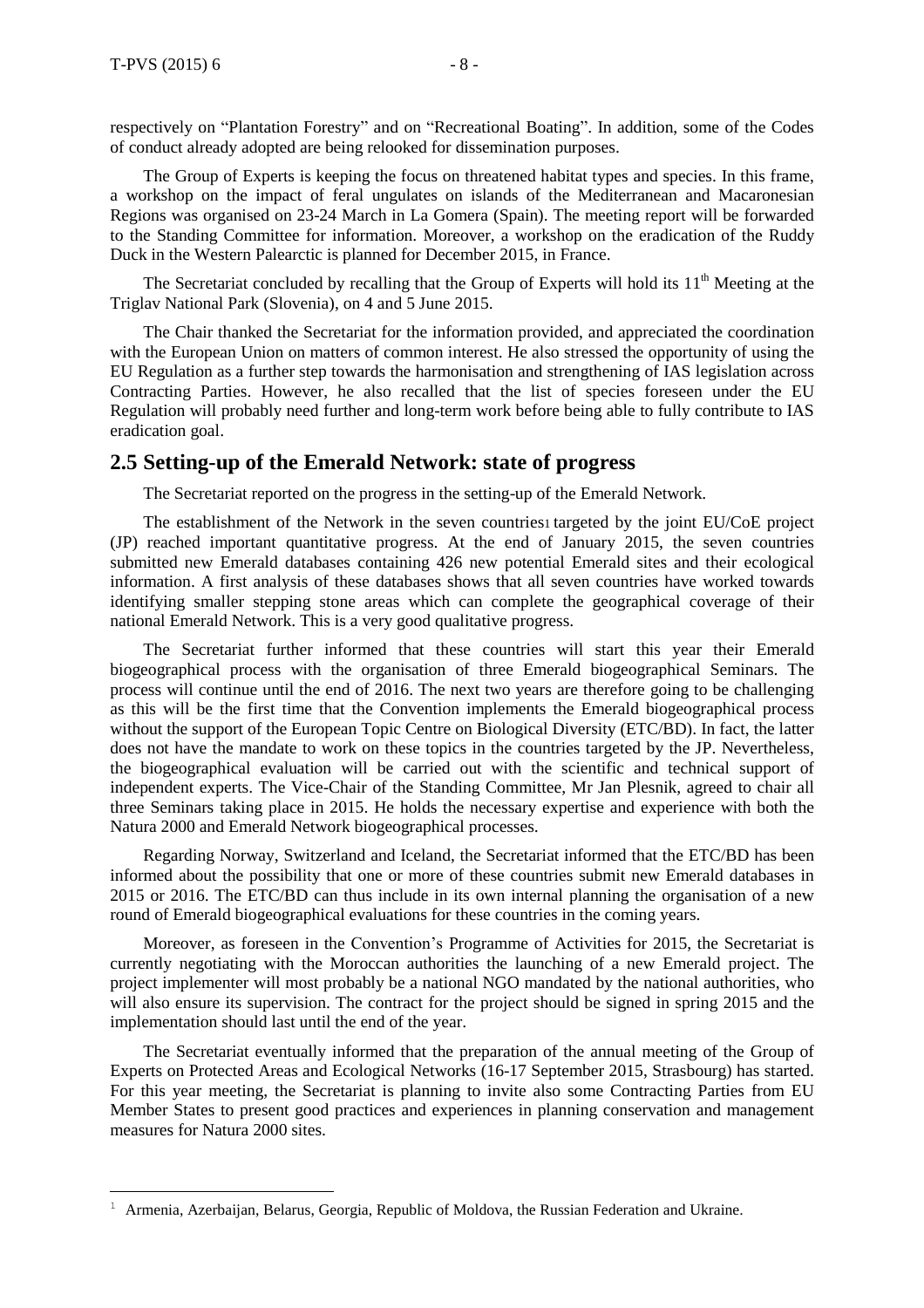respectively on "Plantation Forestry" and on "Recreational Boating". In addition, some of the Codes of conduct already adopted are being relooked for dissemination purposes.

The Group of Experts is keeping the focus on threatened habitat types and species. In this frame, a workshop on the impact of feral ungulates on islands of the Mediterranean and Macaronesian Regions was organised on 23-24 March in La Gomera (Spain). The meeting report will be forwarded to the Standing Committee for information. Moreover, a workshop on the eradication of the Ruddy Duck in the Western Palearctic is planned for December 2015, in France.

The Secretariat concluded by recalling that the Group of Experts will hold its 11th Meeting at the Triglav National Park (Slovenia), on 4 and 5 June 2015.

The Chair thanked the Secretariat for the information provided, and appreciated the coordination with the European Union on matters of common interest. He also stressed the opportunity of using the EU Regulation as a further step towards the harmonisation and strengthening of IAS legislation across Contracting Parties. However, he also recalled that the list of species foreseen under the EU Regulation will probably need further and long-term work before being able to fully contribute to IAS eradication goal.

## 2.5 Setting-up of the Emerald Network: state of progress

The Secretariat reported on the progress in the setting-up of the Emerald Network.

The establishment of the Network in the seven countries[1] targeted by the joint EU/CoE project (JP) reached important quantitative progress. At the end of January 2015, the seven countries submitted new Emerald databases containing 426 new potential Emerald sites and their ecological information. A first analysis of these databases shows that all seven countries have worked towards identifying smaller stepping stone areas which can complete the geographical coverage of their national Emerald Network. This is a very good qualitative progress.

The Secretariat further informed that these countries will start this year their Emerald biogeographical process with the organisation of three Emerald biogeographical Seminars. The process will continue until the end of 2016. The next two years are therefore going to be challenging as this will be the first time that the Convention implements the Emerald biogeographical process without the support of the European Topic Centre on Biological Diversity (ETC/BD). In fact, the latter does not have the mandate to work on these topics in the countries targeted by the JP. Nevertheless, the biogeographical evaluation will be carried out with the scientific and technical support of independent experts. The Vice-Chair of the Standing Committee, Mr Jan Plesnik, agreed to chair all three Seminars taking place in 2015. He holds the necessary expertise and experience with both the Natura 2000 and Emerald Network biogeographical processes.

Regarding Norway, Switzerland and Iceland, the Secretariat informed that the ETC/BD has been informed about the possibility that one or more of these countries submit new Emerald databases in 2015 or 2016. The ETC/BD can thus include in its own internal planning the organisation of a new round of Emerald biogeographical evaluations for these countries in the coming years.

Moreover, as foreseen in the Convention's Programme of Activities for 2015, the Secretariat is currently negotiating with the Moroccan authorities the launching of a new Emerald project. The project implementer will most probably be a national NGO mandated by the national authorities, who will also ensure its supervision. The contract for the project should be signed in spring 2015 and the implementation should last until the end of the year.

The Secretariat eventually informed that the preparation of the annual meeting of the Group of Experts on Protected Areas and Ecological Networks (16-17 September 2015, Strasbourg) has started. For this year meeting, the Secretariat is planning to invite also some Contracting Parties from EU Member States to present good practices and experiences in planning conservation and management measures for Natura 2000 sites.

[1] Armenia, Azerbaijan, Belarus, Georgia, Republic of Moldova, the Russian Federation and Ukraine.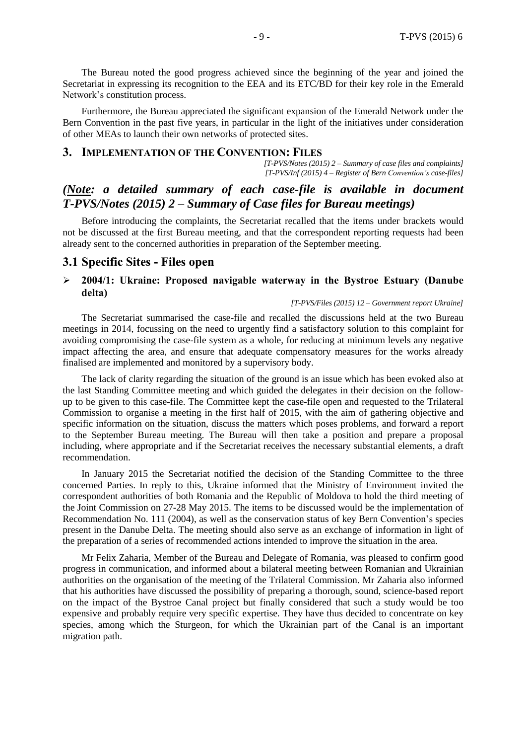The Bureau noted the good progress achieved since the beginning of the year and joined the Secretariat in expressing its recognition to the EEA and its ETC/BD for their key role in the Emerald Network's constitution process.

Furthermore, the Bureau appreciated the significant expansion of the Emerald Network under the Bern Convention in the past five years, in particular in the light of the initiatives under consideration of other MEAs to launch their own networks of protected sites.

## 3. IMPLEMENTATION OF THE CONVENTION: FILES

*[T-PVS/Notes (2015) 2 – Summary of case files and complaints]*
*[T-PVS/Inf (2015) 4 – Register of Bern Convention's case-files]*

## *(Note: a detailed summary of each case-file is available in document T-PVS/Notes (2015) 2 – Summary of Case files for Bureau meetings)*

Before introducing the complaints, the Secretariat recalled that the items under brackets would not be discussed at the first Bureau meeting, and that the correspondent reporting requests had been already sent to the concerned authorities in preparation of the September meeting.

### 3.1 Specific Sites - Files open

- **2004/1: Ukraine: Proposed navigable waterway in the Bystroe Estuary (Danube delta)**

*[T-PVS/Files (2015) 12 – Government report Ukraine]*

The Secretariat summarised the case-file and recalled the discussions held at the two Bureau meetings in 2014, focussing on the need to urgently find a satisfactory solution to this complaint for avoiding compromising the case-file system as a whole, for reducing at minimum levels any negative impact affecting the area, and ensure that adequate compensatory measures for the works already finalised are implemented and monitored by a supervisory body.

The lack of clarity regarding the situation of the ground is an issue which has been evoked also at the last Standing Committee meeting and which guided the delegates in their decision on the follow-up to be given to this case-file. The Committee kept the case-file open and requested to the Trilateral Commission to organise a meeting in the first half of 2015, with the aim of gathering objective and specific information on the situation, discuss the matters which poses problems, and forward a report to the September Bureau meeting. The Bureau will then take a position and prepare a proposal including, where appropriate and if the Secretariat receives the necessary substantial elements, a draft recommendation.

In January 2015 the Secretariat notified the decision of the Standing Committee to the three concerned Parties. In reply to this, Ukraine informed that the Ministry of Environment invited the correspondent authorities of both Romania and the Republic of Moldova to hold the third meeting of the Joint Commission on 27-28 May 2015. The items to be discussed would be the implementation of Recommendation No. 111 (2004), as well as the conservation status of key Bern Convention's species present in the Danube Delta. The meeting should also serve as an exchange of information in light of the preparation of a series of recommended actions intended to improve the situation in the area.

Mr Felix Zaharia, Member of the Bureau and Delegate of Romania, was pleased to confirm good progress in communication, and informed about a bilateral meeting between Romanian and Ukrainian authorities on the organisation of the meeting of the Trilateral Commission. Mr Zaharia also informed that his authorities have discussed the possibility of preparing a thorough, sound, science-based report on the impact of the Bystroe Canal project but finally considered that such a study would be too expensive and probably require very specific expertise. They have thus decided to concentrate on key species, among which the Sturgeon, for which the Ukrainian part of the Canal is an important migration path.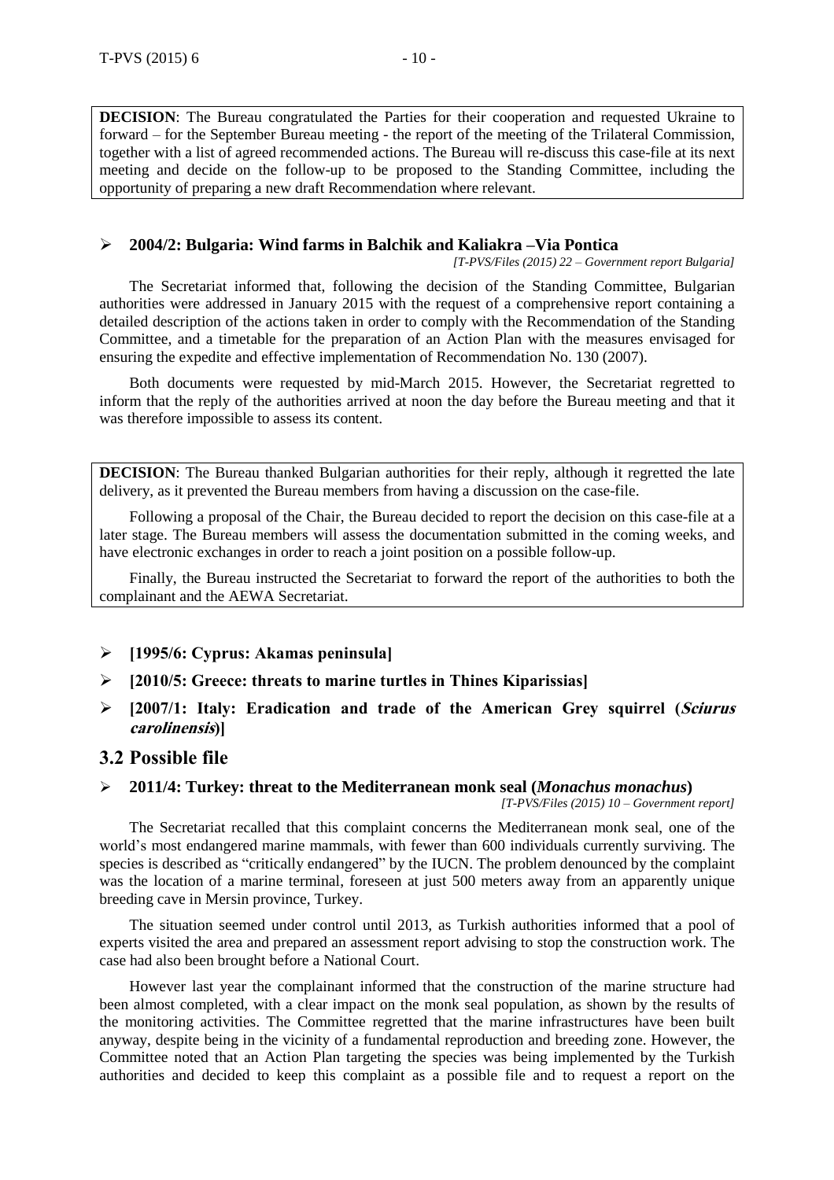**DECISION**: The Bureau congratulated the Parties for their cooperation and requested Ukraine to forward – for the September Bureau meeting - the report of the meeting of the Trilateral Commission, together with a list of agreed recommended actions. The Bureau will re-discuss this case-file at its next meeting and decide on the follow-up to be proposed to the Standing Committee, including the opportunity of preparing a new draft Recommendation where relevant.

- **2004/2: Bulgaria: Wind farms in Balchik and Kaliakra –Via Pontica**

*[T-PVS/Files (2015) 22 – Government report Bulgaria]*

The Secretariat informed that, following the decision of the Standing Committee, Bulgarian authorities were addressed in January 2015 with the request of a comprehensive report containing a detailed description of the actions taken in order to comply with the Recommendation of the Standing Committee, and a timetable for the preparation of an Action Plan with the measures envisaged for ensuring the expedite and effective implementation of Recommendation No. 130 (2007).

Both documents were requested by mid-March 2015. However, the Secretariat regretted to inform that the reply of the authorities arrived at noon the day before the Bureau meeting and that it was therefore impossible to assess its content.

**DECISION**: The Bureau thanked Bulgarian authorities for their reply, although it regretted the late delivery, as it prevented the Bureau members from having a discussion on the case-file.

Following a proposal of the Chair, the Bureau decided to report the decision on this case-file at a later stage. The Bureau members will assess the documentation submitted in the coming weeks, and have electronic exchanges in order to reach a joint position on a possible follow-up.

Finally, the Bureau instructed the Secretariat to forward the report of the authorities to both the complainant and the AEWA Secretariat.

- **[1995/6: Cyprus: Akamas peninsula]**
- **[2010/5: Greece: threats to marine turtles in Thines Kiparissias]**
- **[2007/1: Italy: Eradication and trade of the American Grey squirrel (*Sciurus carolinensis*)]**

## 3.2 Possible file

- **2011/4: Turkey: threat to the Mediterranean monk seal (*Monachus monachus*)**

*[T-PVS/Files (2015) 10 – Government report]*

The Secretariat recalled that this complaint concerns the Mediterranean monk seal, one of the world's most endangered marine mammals, with fewer than 600 individuals currently surviving. The species is described as "critically endangered" by the IUCN. The problem denounced by the complaint was the location of a marine terminal, foreseen at just 500 meters away from an apparently unique breeding cave in Mersin province, Turkey.

The situation seemed under control until 2013, as Turkish authorities informed that a pool of experts visited the area and prepared an assessment report advising to stop the construction work. The case had also been brought before a National Court.

However last year the complainant informed that the construction of the marine structure had been almost completed, with a clear impact on the monk seal population, as shown by the results of the monitoring activities. The Committee regretted that the marine infrastructures have been built anyway, despite being in the vicinity of a fundamental reproduction and breeding zone. However, the Committee noted that an Action Plan targeting the species was being implemented by the Turkish authorities and decided to keep this complaint as a possible file and to request a report on the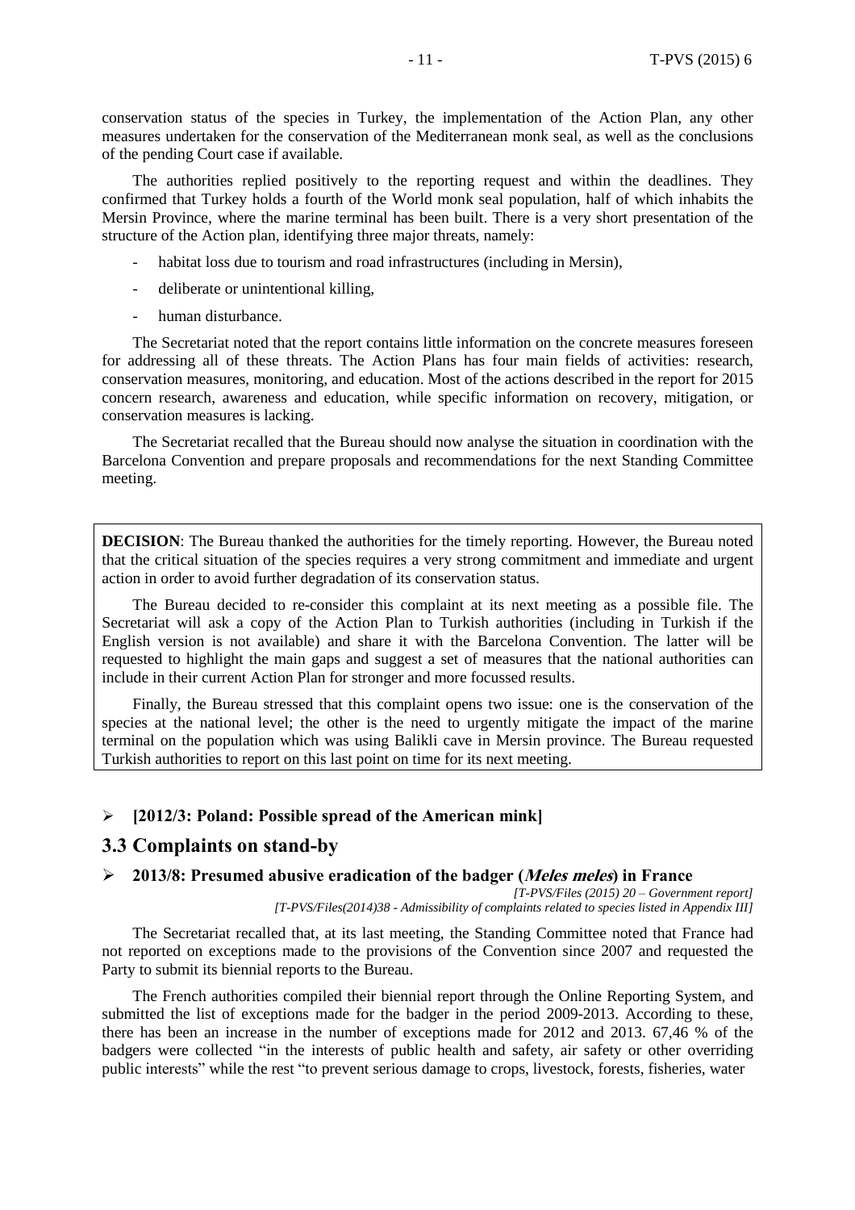conservation status of the species in Turkey, the implementation of the Action Plan, any other measures undertaken for the conservation of the Mediterranean monk seal, as well as the conclusions of the pending Court case if available.

The authorities replied positively to the reporting request and within the deadlines. They confirmed that Turkey holds a fourth of the World monk seal population, half of which inhabits the Mersin Province, where the marine terminal has been built. There is a very short presentation of the structure of the Action plan, identifying three major threats, namely:

- habitat loss due to tourism and road infrastructures (including in Mersin),
- deliberate or unintentional killing,
- human disturbance.

The Secretariat noted that the report contains little information on the concrete measures foreseen for addressing all of these threats. The Action Plans has four main fields of activities: research, conservation measures, monitoring, and education. Most of the actions described in the report for 2015 concern research, awareness and education, while specific information on recovery, mitigation, or conservation measures is lacking.

The Secretariat recalled that the Bureau should now analyse the situation in coordination with the Barcelona Convention and prepare proposals and recommendations for the next Standing Committee meeting.

**DECISION**: The Bureau thanked the authorities for the timely reporting. However, the Bureau noted that the critical situation of the species requires a very strong commitment and immediate and urgent action in order to avoid further degradation of its conservation status.

The Bureau decided to re-consider this complaint at its next meeting as a possible file. The Secretariat will ask a copy of the Action Plan to Turkish authorities (including in Turkish if the English version is not available) and share it with the Barcelona Convention. The latter will be requested to highlight the main gaps and suggest a set of measures that the national authorities can include in their current Action Plan for stronger and more focussed results.

Finally, the Bureau stressed that this complaint opens two issue: one is the conservation of the species at the national level; the other is the need to urgently mitigate the impact of the marine terminal on the population which was using Balikli cave in Mersin province. The Bureau requested Turkish authorities to report on this last point on time for its next meeting.

- **[2012/3: Poland: Possible spread of the American mink]**

## 3.3 Complaints on stand-by

- **2013/8: Presumed abusive eradication of the badger (*Meles meles*) in France**

*[T-PVS/Files (2015) 20 – Government report]*
*[T-PVS/Files(2014)38 - Admissibility of complaints related to species listed in Appendix III]*

The Secretariat recalled that, at its last meeting, the Standing Committee noted that France had not reported on exceptions made to the provisions of the Convention since 2007 and requested the Party to submit its biennial reports to the Bureau.

The French authorities compiled their biennial report through the Online Reporting System, and submitted the list of exceptions made for the badger in the period 2009-2013. According to these, there has been an increase in the number of exceptions made for 2012 and 2013. 67,46 % of the badgers were collected "in the interests of public health and safety, air safety or other overriding public interests" while the rest "to prevent serious damage to crops, livestock, forests, fisheries, water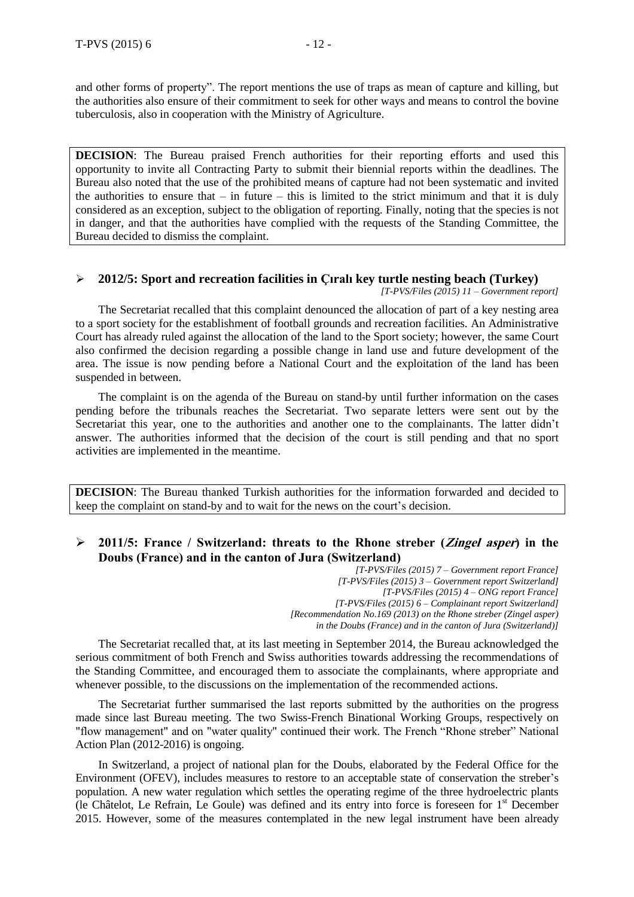and other forms of property". The report mentions the use of traps as mean of capture and killing, but the authorities also ensure of their commitment to seek for other ways and means to control the bovine tuberculosis, also in cooperation with the Ministry of Agriculture.

**DECISION**: The Bureau praised French authorities for their reporting efforts and used this opportunity to invite all Contracting Party to submit their biennial reports within the deadlines. The Bureau also noted that the use of the prohibited means of capture had not been systematic and invited the authorities to ensure that – in future – this is limited to the strict minimum and that it is duly considered as an exception, subject to the obligation of reporting. Finally, noting that the species is not in danger, and that the authorities have complied with the requests of the Standing Committee, the Bureau decided to dismiss the complaint.

- **2012/5: Sport and recreation facilities in Çıralı key turtle nesting beach (Turkey)**

*[T-PVS/Files (2015) 11 – Government report]*

The Secretariat recalled that this complaint denounced the allocation of part of a key nesting area to a sport society for the establishment of football grounds and recreation facilities. An Administrative Court has already ruled against the allocation of the land to the Sport society; however, the same Court also confirmed the decision regarding a possible change in land use and future development of the area. The issue is now pending before a National Court and the exploitation of the land has been suspended in between.

The complaint is on the agenda of the Bureau on stand-by until further information on the cases pending before the tribunals reaches the Secretariat. Two separate letters were sent out by the Secretariat this year, one to the authorities and another one to the complainants. The latter didn't answer. The authorities informed that the decision of the court is still pending and that no sport activities are implemented in the meantime.

**DECISION**: The Bureau thanked Turkish authorities for the information forwarded and decided to keep the complaint on stand-by and to wait for the news on the court's decision.

- **2011/5: France / Switzerland: threats to the Rhone streber (*Zingel asper*) in the Doubs (France) and in the canton of Jura (Switzerland)**

*[T-PVS/Files (2015) 7 – Government report France]*
*[T-PVS/Files (2015) 3 – Government report Switzerland]*
*[T-PVS/Files (2015) 4 – ONG report France]*
*[T-PVS/Files (2015) 6 – Complainant report Switzerland]*
*[Recommendation No.169 (2013) on the Rhone streber (Zingel asper) in the Doubs (France) and in the canton of Jura (Switzerland)]*

The Secretariat recalled that, at its last meeting in September 2014, the Bureau acknowledged the serious commitment of both French and Swiss authorities towards addressing the recommendations of the Standing Committee, and encouraged them to associate the complainants, where appropriate and whenever possible, to the discussions on the implementation of the recommended actions.

The Secretariat further summarised the last reports submitted by the authorities on the progress made since last Bureau meeting. The two Swiss-French Binational Working Groups, respectively on "flow management" and on "water quality" continued their work. The French "Rhone streber" National Action Plan (2012-2016) is ongoing.

In Switzerland, a project of national plan for the Doubs, elaborated by the Federal Office for the Environment (OFEV), includes measures to restore to an acceptable state of conservation the streber's population. A new water regulation which settles the operating regime of the three hydroelectric plants (le Châtelot, Le Refrain, Le Goule) was defined and its entry into force is foreseen for 1st December 2015. However, some of the measures contemplated in the new legal instrument have been already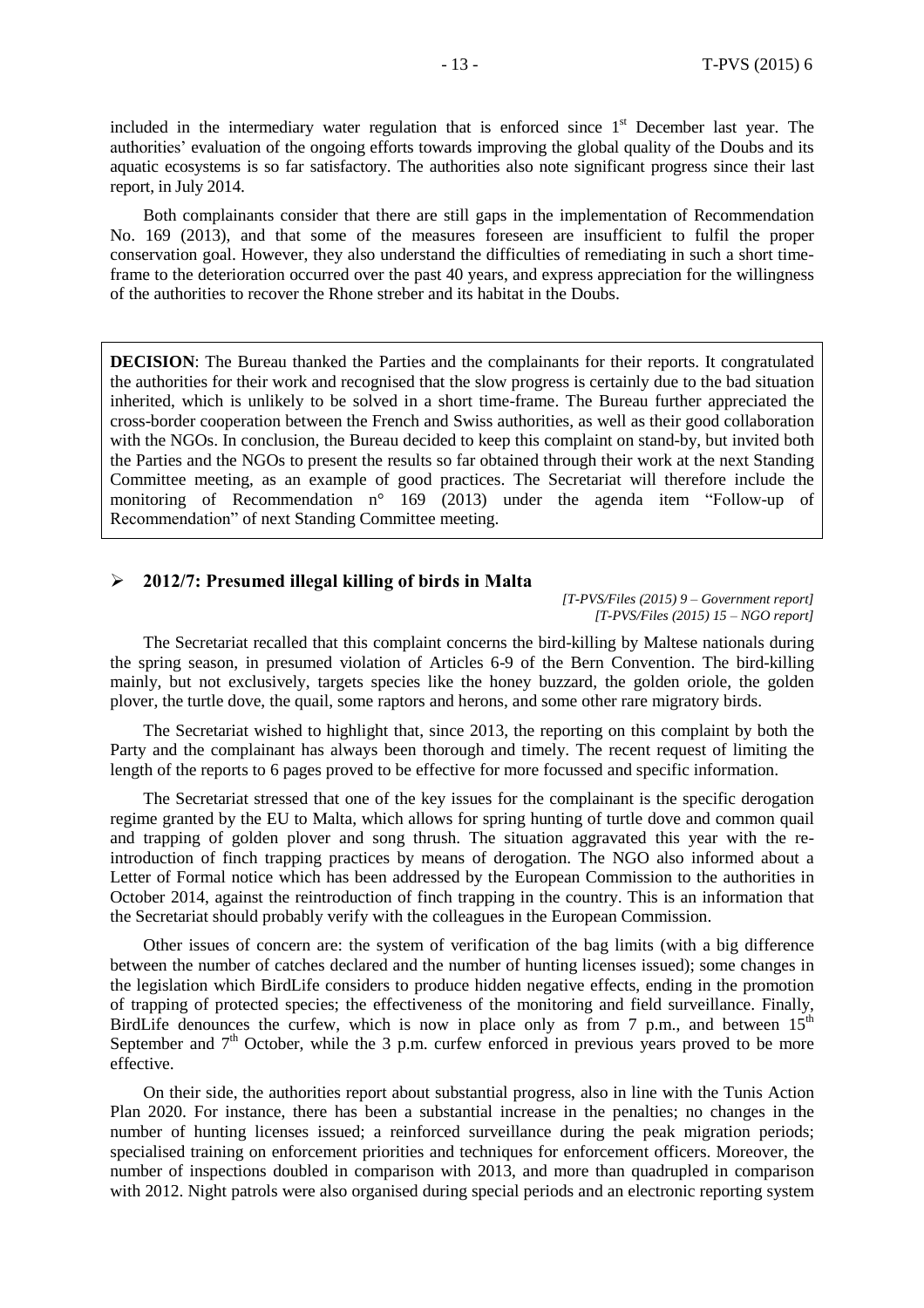included in the intermediary water regulation that is enforced since 1st December last year. The authorities' evaluation of the ongoing efforts towards improving the global quality of the Doubs and its aquatic ecosystems is so far satisfactory. The authorities also note significant progress since their last report, in July 2014.

Both complainants consider that there are still gaps in the implementation of Recommendation No. 169 (2013), and that some of the measures foreseen are insufficient to fulfil the proper conservation goal. However, they also understand the difficulties of remediating in such a short time-frame to the deterioration occurred over the past 40 years, and express appreciation for the willingness of the authorities to recover the Rhone streber and its habitat in the Doubs.

**DECISION**: The Bureau thanked the Parties and the complainants for their reports. It congratulated the authorities for their work and recognised that the slow progress is certainly due to the bad situation inherited, which is unlikely to be solved in a short time-frame. The Bureau further appreciated the cross-border cooperation between the French and Swiss authorities, as well as their good collaboration with the NGOs. In conclusion, the Bureau decided to keep this complaint on stand-by, but invited both the Parties and the NGOs to present the results so far obtained through their work at the next Standing Committee meeting, as an example of good practices. The Secretariat will therefore include the monitoring of Recommendation n° 169 (2013) under the agenda item "Follow-up of Recommendation" of next Standing Committee meeting.

- **2012/7: Presumed illegal killing of birds in Malta**

*[T-PVS/Files (2015) 9 – Government report]*
*[T-PVS/Files (2015) 15 – NGO report]*

The Secretariat recalled that this complaint concerns the bird-killing by Maltese nationals during the spring season, in presumed violation of Articles 6-9 of the Bern Convention. The bird-killing mainly, but not exclusively, targets species like the honey buzzard, the golden oriole, the golden plover, the turtle dove, the quail, some raptors and herons, and some other rare migratory birds.

The Secretariat wished to highlight that, since 2013, the reporting on this complaint by both the Party and the complainant has always been thorough and timely. The recent request of limiting the length of the reports to 6 pages proved to be effective for more focussed and specific information.

The Secretariat stressed that one of the key issues for the complainant is the specific derogation regime granted by the EU to Malta, which allows for spring hunting of turtle dove and common quail and trapping of golden plover and song thrush. The situation aggravated this year with the re-introduction of finch trapping practices by means of derogation. The NGO also informed about a Letter of Formal notice which has been addressed by the European Commission to the authorities in October 2014, against the reintroduction of finch trapping in the country. This is an information that the Secretariat should probably verify with the colleagues in the European Commission.

Other issues of concern are: the system of verification of the bag limits (with a big difference between the number of catches declared and the number of hunting licenses issued); some changes in the legislation which BirdLife considers to produce hidden negative effects, ending in the promotion of trapping of protected species; the effectiveness of the monitoring and field surveillance. Finally, BirdLife denounces the curfew, which is now in place only as from 7 p.m., and between 15th September and 7th October, while the 3 p.m. curfew enforced in previous years proved to be more effective.

On their side, the authorities report about substantial progress, also in line with the Tunis Action Plan 2020. For instance, there has been a substantial increase in the penalties; no changes in the number of hunting licenses issued; a reinforced surveillance during the peak migration periods; specialised training on enforcement priorities and techniques for enforcement officers. Moreover, the number of inspections doubled in comparison with 2013, and more than quadrupled in comparison with 2012. Night patrols were also organised during special periods and an electronic reporting system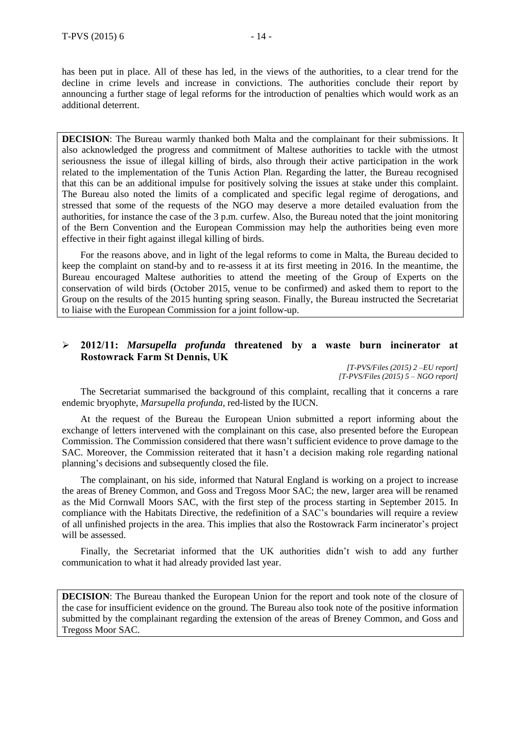has been put in place. All of these has led, in the views of the authorities, to a clear trend for the decline in crime levels and increase in convictions. The authorities conclude their report by announcing a further stage of legal reforms for the introduction of penalties which would work as an additional deterrent.

**DECISION**: The Bureau warmly thanked both Malta and the complainant for their submissions. It also acknowledged the progress and commitment of Maltese authorities to tackle with the utmost seriousness the issue of illegal killing of birds, also through their active participation in the work related to the implementation of the Tunis Action Plan. Regarding the latter, the Bureau recognised that this can be an additional impulse for positively solving the issues at stake under this complaint. The Bureau also noted the limits of a complicated and specific legal regime of derogations, and stressed that some of the requests of the NGO may deserve a more detailed evaluation from the authorities, for instance the case of the 3 p.m. curfew. Also, the Bureau noted that the joint monitoring of the Bern Convention and the European Commission may help the authorities being even more effective in their fight against illegal killing of birds.

For the reasons above, and in light of the legal reforms to come in Malta, the Bureau decided to keep the complaint on stand-by and to re-assess it at its first meeting in 2016. In the meantime, the Bureau encouraged Maltese authorities to attend the meeting of the Group of Experts on the conservation of wild birds (October 2015, venue to be confirmed) and asked them to report to the Group on the results of the 2015 hunting spring season. Finally, the Bureau instructed the Secretariat to liaise with the European Commission for a joint follow-up.

- **2012/11: *Marsupella profunda* threatened by a waste burn incinerator at Rostowrack Farm St Dennis, UK**

*[T-PVS/Files (2015) 2 –EU report]*
*[T-PVS/Files (2015) 5 – NGO report]*

The Secretariat summarised the background of this complaint, recalling that it concerns a rare endemic bryophyte, *Marsupella profunda*, red-listed by the IUCN.

At the request of the Bureau the European Union submitted a report informing about the exchange of letters intervened with the complainant on this case, also presented before the European Commission. The Commission considered that there wasn't sufficient evidence to prove damage to the SAC. Moreover, the Commission reiterated that it hasn't a decision making role regarding national planning's decisions and subsequently closed the file.

The complainant, on his side, informed that Natural England is working on a project to increase the areas of Breney Common, and Goss and Tregoss Moor SAC; the new, larger area will be renamed as the Mid Cornwall Moors SAC, with the first step of the process starting in September 2015. In compliance with the Habitats Directive, the redefinition of a SAC's boundaries will require a review of all unfinished projects in the area. This implies that also the Rostowrack Farm incinerator's project will be assessed.

Finally, the Secretariat informed that the UK authorities didn't wish to add any further communication to what it had already provided last year.

**DECISION**: The Bureau thanked the European Union for the report and took note of the closure of the case for insufficient evidence on the ground. The Bureau also took note of the positive information submitted by the complainant regarding the extension of the areas of Breney Common, and Goss and Tregoss Moor SAC.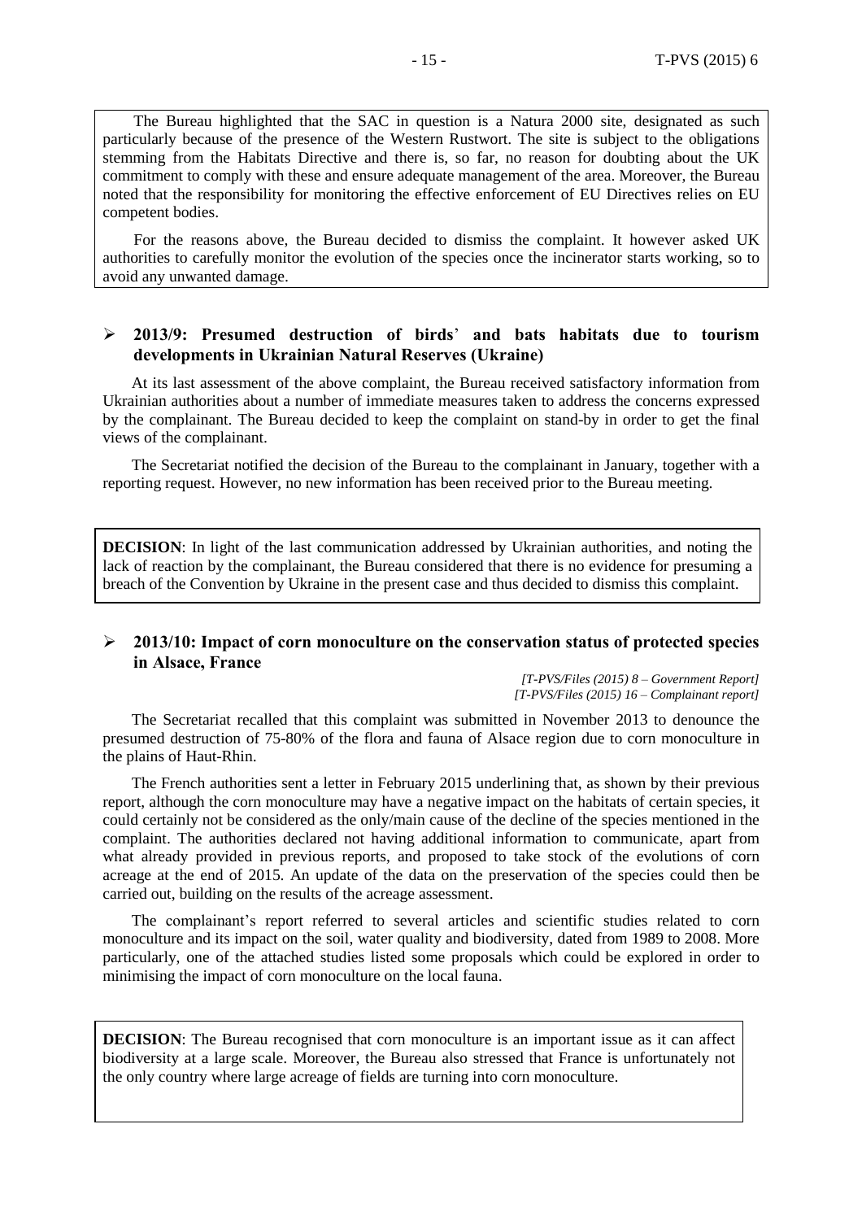The Bureau highlighted that the SAC in question is a Natura 2000 site, designated as such particularly because of the presence of the Western Rustwort. The site is subject to the obligations stemming from the Habitats Directive and there is, so far, no reason for doubting about the UK commitment to comply with these and ensure adequate management of the area. Moreover, the Bureau noted that the responsibility for monitoring the effective enforcement of EU Directives relies on EU competent bodies.

For the reasons above, the Bureau decided to dismiss the complaint. It however asked UK authorities to carefully monitor the evolution of the species once the incinerator starts working, so to avoid any unwanted damage.

- **2013/9: Presumed destruction of birds' and bats habitats due to tourism developments in Ukrainian Natural Reserves (Ukraine)**

At its last assessment of the above complaint, the Bureau received satisfactory information from Ukrainian authorities about a number of immediate measures taken to address the concerns expressed by the complainant. The Bureau decided to keep the complaint on stand-by in order to get the final views of the complainant.

The Secretariat notified the decision of the Bureau to the complainant in January, together with a reporting request. However, no new information has been received prior to the Bureau meeting.

**DECISION**: In light of the last communication addressed by Ukrainian authorities, and noting the lack of reaction by the complainant, the Bureau considered that there is no evidence for presuming a breach of the Convention by Ukraine in the present case and thus decided to dismiss this complaint.

- **2013/10: Impact of corn monoculture on the conservation status of protected species in Alsace, France**

*[T-PVS/Files (2015) 8 – Government Report]*
*[T-PVS/Files (2015) 16 – Complainant report]*

The Secretariat recalled that this complaint was submitted in November 2013 to denounce the presumed destruction of 75-80% of the flora and fauna of Alsace region due to corn monoculture in the plains of Haut-Rhin.

The French authorities sent a letter in February 2015 underlining that, as shown by their previous report, although the corn monoculture may have a negative impact on the habitats of certain species, it could certainly not be considered as the only/main cause of the decline of the species mentioned in the complaint. The authorities declared not having additional information to communicate, apart from what already provided in previous reports, and proposed to take stock of the evolutions of corn acreage at the end of 2015. An update of the data on the preservation of the species could then be carried out, building on the results of the acreage assessment.

The complainant's report referred to several articles and scientific studies related to corn monoculture and its impact on the soil, water quality and biodiversity, dated from 1989 to 2008. More particularly, one of the attached studies listed some proposals which could be explored in order to minimising the impact of corn monoculture on the local fauna.

**DECISION**: The Bureau recognised that corn monoculture is an important issue as it can affect biodiversity at a large scale. Moreover, the Bureau also stressed that France is unfortunately not the only country where large acreage of fields are turning into corn monoculture.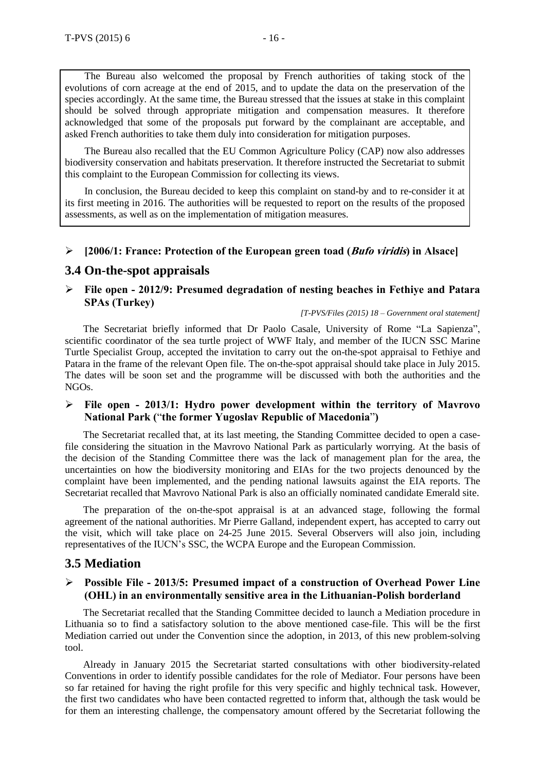The Bureau also welcomed the proposal by French authorities of taking stock of the evolutions of corn acreage at the end of 2015, and to update the data on the preservation of the species accordingly. At the same time, the Bureau stressed that the issues at stake in this complaint should be solved through appropriate mitigation and compensation measures. It therefore acknowledged that some of the proposals put forward by the complainant are acceptable, and asked French authorities to take them duly into consideration for mitigation purposes.

The Bureau also recalled that the EU Common Agriculture Policy (CAP) now also addresses biodiversity conservation and habitats preservation. It therefore instructed the Secretariat to submit this complaint to the European Commission for collecting its views.

In conclusion, the Bureau decided to keep this complaint on stand-by and to re-consider it at its first meeting in 2016. The authorities will be requested to report on the results of the proposed assessments, as well as on the implementation of mitigation measures.

- **[2006/1: France: Protection of the European green toad (*Bufo viridis*) in Alsace]**

## 3.4 On-the-spot appraisals

- **File open - 2012/9: Presumed degradation of nesting beaches in Fethiye and Patara SPAs (Turkey)**

*[T-PVS/Files (2015) 18 – Government oral statement]*

The Secretariat briefly informed that Dr Paolo Casale, University of Rome "La Sapienza", scientific coordinator of the sea turtle project of WWF Italy, and member of the IUCN SSC Marine Turtle Specialist Group, accepted the invitation to carry out the on-the-spot appraisal to Fethiye and Patara in the frame of the relevant Open file. The on-the-spot appraisal should take place in July 2015. The dates will be soon set and the programme will be discussed with both the authorities and the NGOs.

- **File open - 2013/1: Hydro power development within the territory of Mavrovo National Park ("the former Yugoslav Republic of Macedonia")**

The Secretariat recalled that, at its last meeting, the Standing Committee decided to open a case-file considering the situation in the Mavrovo National Park as particularly worrying. At the basis of the decision of the Standing Committee there was the lack of management plan for the area, the uncertainties on how the biodiversity monitoring and EIAs for the two projects denounced by the complaint have been implemented, and the pending national lawsuits against the EIA reports. The Secretariat recalled that Mavrovo National Park is also an officially nominated candidate Emerald site.

The preparation of the on-the-spot appraisal is at an advanced stage, following the formal agreement of the national authorities. Mr Pierre Galland, independent expert, has accepted to carry out the visit, which will take place on 24-25 June 2015. Several Observers will also join, including representatives of the IUCN's SSC, the WCPA Europe and the European Commission.

## 3.5 Mediation

- **Possible File - 2013/5: Presumed impact of a construction of Overhead Power Line (OHL) in an environmentally sensitive area in the Lithuanian-Polish borderland**

The Secretariat recalled that the Standing Committee decided to launch a Mediation procedure in Lithuania so to find a satisfactory solution to the above mentioned case-file. This will be the first Mediation carried out under the Convention since the adoption, in 2013, of this new problem-solving tool.

Already in January 2015 the Secretariat started consultations with other biodiversity-related Conventions in order to identify possible candidates for the role of Mediator. Four persons have been so far retained for having the right profile for this very specific and highly technical task. However, the first two candidates who have been contacted regretted to inform that, although the task would be for them an interesting challenge, the compensatory amount offered by the Secretariat following the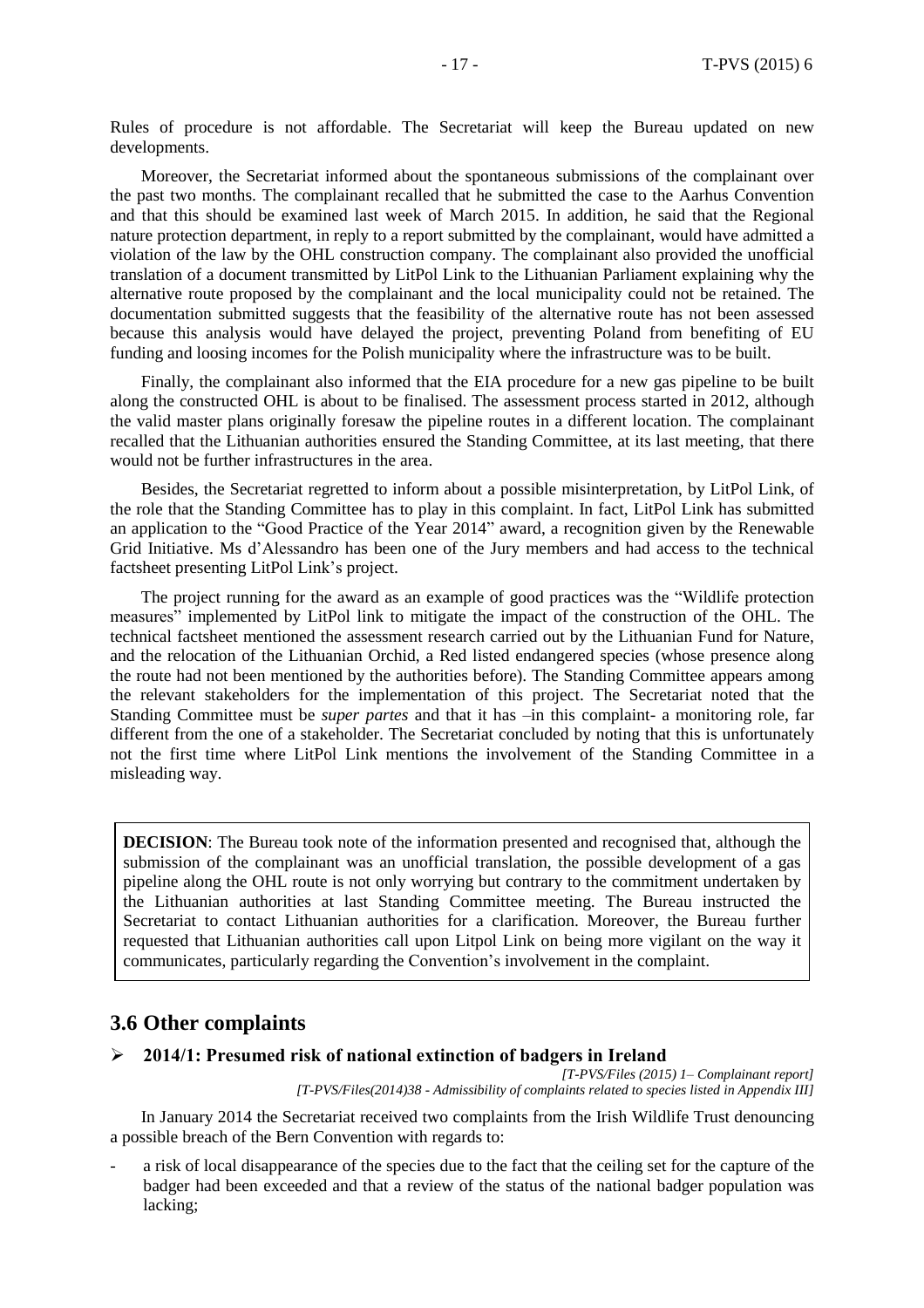Rules of procedure is not affordable. The Secretariat will keep the Bureau updated on new developments.

Moreover, the Secretariat informed about the spontaneous submissions of the complainant over the past two months. The complainant recalled that he submitted the case to the Aarhus Convention and that this should be examined last week of March 2015. In addition, he said that the Regional nature protection department, in reply to a report submitted by the complainant, would have admitted a violation of the law by the OHL construction company. The complainant also provided the unofficial translation of a document transmitted by LitPol Link to the Lithuanian Parliament explaining why the alternative route proposed by the complainant and the local municipality could not be retained. The documentation submitted suggests that the feasibility of the alternative route has not been assessed because this analysis would have delayed the project, preventing Poland from benefiting of EU funding and loosing incomes for the Polish municipality where the infrastructure was to be built.

Finally, the complainant also informed that the EIA procedure for a new gas pipeline to be built along the constructed OHL is about to be finalised. The assessment process started in 2012, although the valid master plans originally foresaw the pipeline routes in a different location. The complainant recalled that the Lithuanian authorities ensured the Standing Committee, at its last meeting, that there would not be further infrastructures in the area.

Besides, the Secretariat regretted to inform about a possible misinterpretation, by LitPol Link, of the role that the Standing Committee has to play in this complaint. In fact, LitPol Link has submitted an application to the "Good Practice of the Year 2014" award, a recognition given by the Renewable Grid Initiative. Ms d'Alessandro has been one of the Jury members and had access to the technical factsheet presenting LitPol Link's project.

The project running for the award as an example of good practices was the "Wildlife protection measures" implemented by LitPol link to mitigate the impact of the construction of the OHL. The technical factsheet mentioned the assessment research carried out by the Lithuanian Fund for Nature, and the relocation of the Lithuanian Orchid, a Red listed endangered species (whose presence along the route had not been mentioned by the authorities before). The Standing Committee appears among the relevant stakeholders for the implementation of this project. The Secretariat noted that the Standing Committee must be *super partes* and that it has –in this complaint- a monitoring role, far different from the one of a stakeholder. The Secretariat concluded by noting that this is unfortunately not the first time where LitPol Link mentions the involvement of the Standing Committee in a misleading way.

**DECISION**: The Bureau took note of the information presented and recognised that, although the submission of the complainant was an unofficial translation, the possible development of a gas pipeline along the OHL route is not only worrying but contrary to the commitment undertaken by the Lithuanian authorities at last Standing Committee meeting. The Bureau instructed the Secretariat to contact Lithuanian authorities for a clarification. Moreover, the Bureau further requested that Lithuanian authorities call upon Litpol Link on being more vigilant on the way it communicates, particularly regarding the Convention's involvement in the complaint.

## 3.6 Other complaints

- **2014/1: Presumed risk of national extinction of badgers in Ireland**

*[T-PVS/Files (2015) 1– Complainant report]*
*[T-PVS/Files(2014)38 - Admissibility of complaints related to species listed in Appendix III]*

In January 2014 the Secretariat received two complaints from the Irish Wildlife Trust denouncing a possible breach of the Bern Convention with regards to:

- a risk of local disappearance of the species due to the fact that the ceiling set for the capture of the badger had been exceeded and that a review of the status of the national badger population was lacking;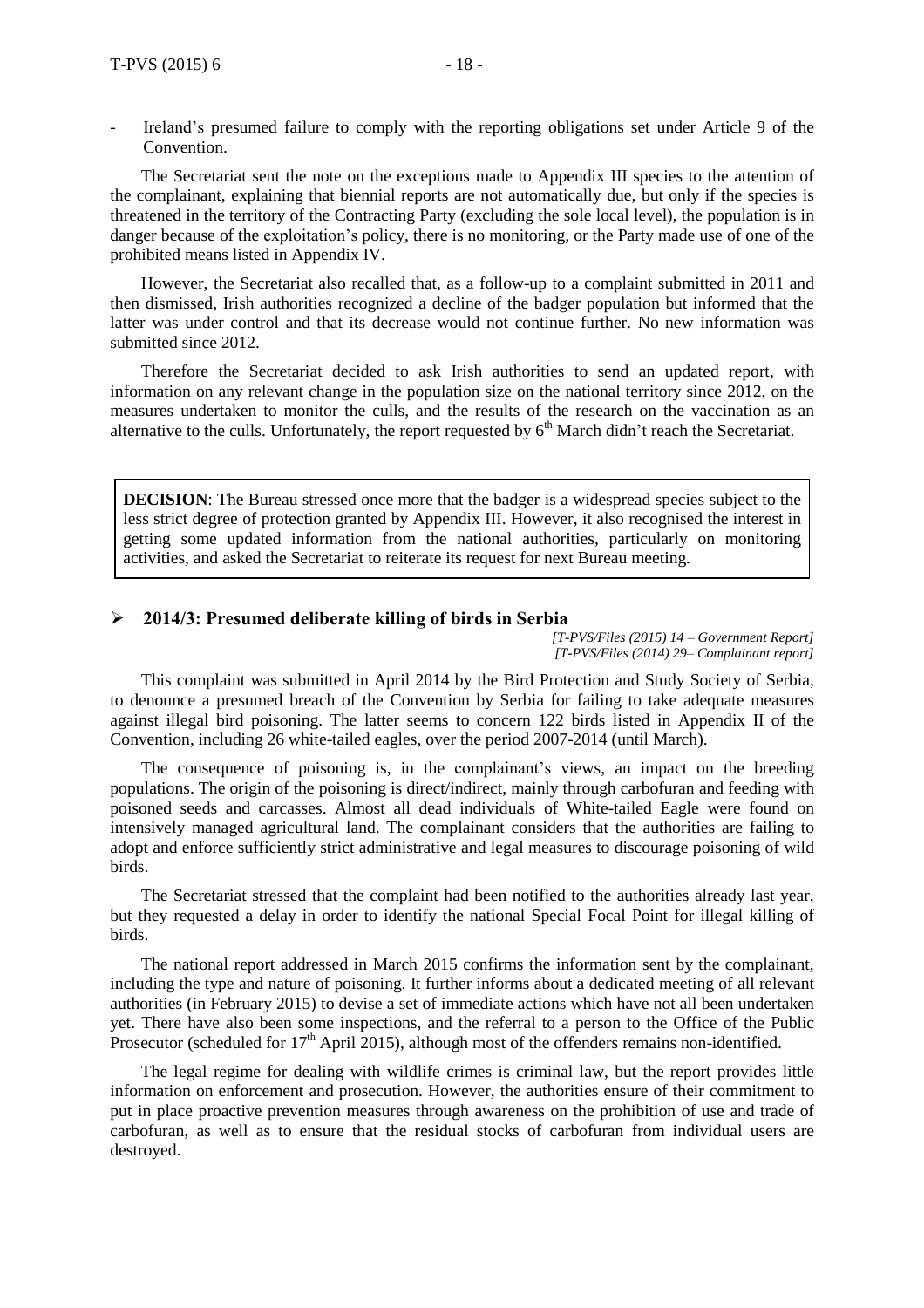- Ireland's presumed failure to comply with the reporting obligations set under Article 9 of the Convention.

The Secretariat sent the note on the exceptions made to Appendix III species to the attention of the complainant, explaining that biennial reports are not automatically due, but only if the species is threatened in the territory of the Contracting Party (excluding the sole local level), the population is in danger because of the exploitation's policy, there is no monitoring, or the Party made use of one of the prohibited means listed in Appendix IV.

However, the Secretariat also recalled that, as a follow-up to a complaint submitted in 2011 and then dismissed, Irish authorities recognized a decline of the badger population but informed that the latter was under control and that its decrease would not continue further. No new information was submitted since 2012.

Therefore the Secretariat decided to ask Irish authorities to send an updated report, with information on any relevant change in the population size on the national territory since 2012, on the measures undertaken to monitor the culls, and the results of the research on the vaccination as an alternative to the culls. Unfortunately, the report requested by 6th March didn't reach the Secretariat.

**DECISION**: The Bureau stressed once more that the badger is a widespread species subject to the less strict degree of protection granted by Appendix III. However, it also recognised the interest in getting some updated information from the national authorities, particularly on monitoring activities, and asked the Secretariat to reiterate its request for next Bureau meeting.

- **2014/3: Presumed deliberate killing of birds in Serbia**

*[T-PVS/Files (2015) 14 – Government Report]*
*[T-PVS/Files (2014) 29– Complainant report]*

This complaint was submitted in April 2014 by the Bird Protection and Study Society of Serbia, to denounce a presumed breach of the Convention by Serbia for failing to take adequate measures against illegal bird poisoning. The latter seems to concern 122 birds listed in Appendix II of the Convention, including 26 white-tailed eagles, over the period 2007-2014 (until March).

The consequence of poisoning is, in the complainant's views, an impact on the breeding populations. The origin of the poisoning is direct/indirect, mainly through carbofuran and feeding with poisoned seeds and carcasses. Almost all dead individuals of White-tailed Eagle were found on intensively managed agricultural land. The complainant considers that the authorities are failing to adopt and enforce sufficiently strict administrative and legal measures to discourage poisoning of wild birds.

The Secretariat stressed that the complaint had been notified to the authorities already last year, but they requested a delay in order to identify the national Special Focal Point for illegal killing of birds.

The national report addressed in March 2015 confirms the information sent by the complainant, including the type and nature of poisoning. It further informs about a dedicated meeting of all relevant authorities (in February 2015) to devise a set of immediate actions which have not all been undertaken yet. There have also been some inspections, and the referral to a person to the Office of the Public Prosecutor (scheduled for 17th April 2015), although most of the offenders remains non-identified.

The legal regime for dealing with wildlife crimes is criminal law, but the report provides little information on enforcement and prosecution. However, the authorities ensure of their commitment to put in place proactive prevention measures through awareness on the prohibition of use and trade of carbofuran, as well as to ensure that the residual stocks of carbofuran from individual users are destroyed.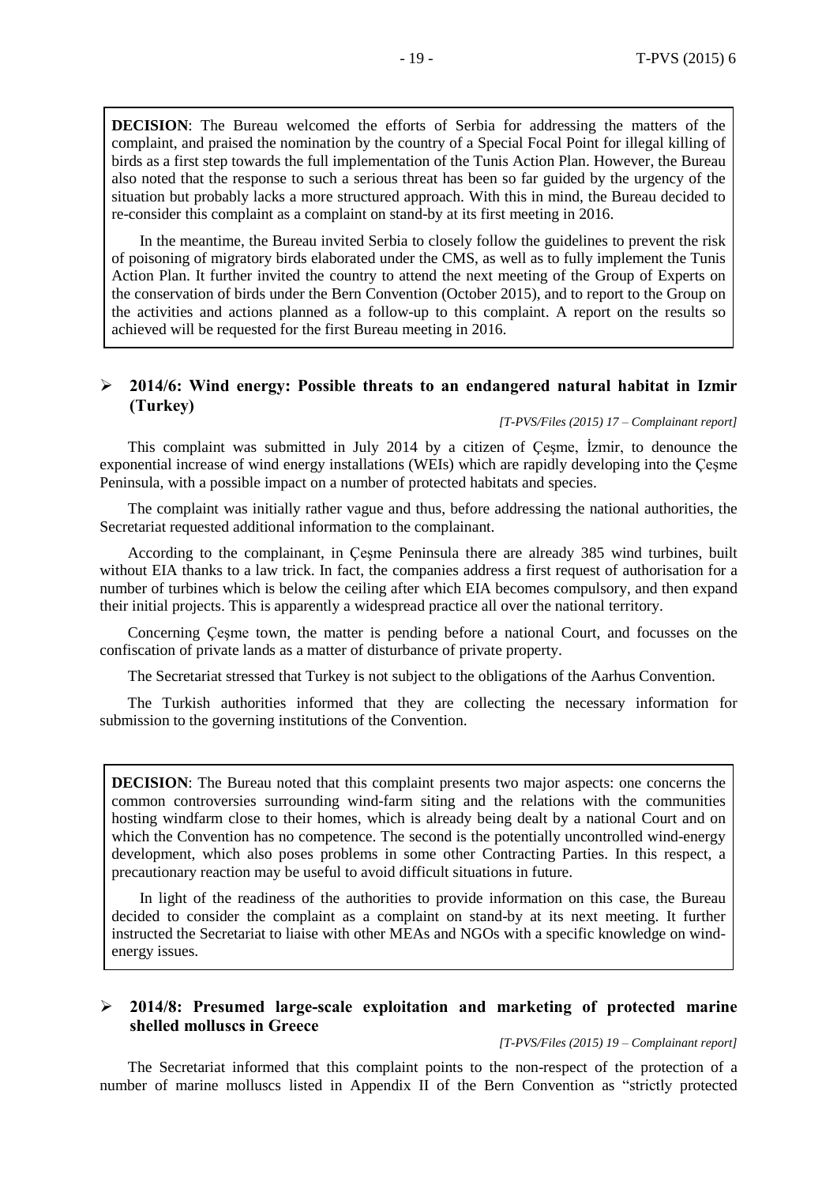**DECISION**: The Bureau welcomed the efforts of Serbia for addressing the matters of the complaint, and praised the nomination by the country of a Special Focal Point for illegal killing of birds as a first step towards the full implementation of the Tunis Action Plan. However, the Bureau also noted that the response to such a serious threat has been so far guided by the urgency of the situation but probably lacks a more structured approach. With this in mind, the Bureau decided to re-consider this complaint as a complaint on stand-by at its first meeting in 2016.

In the meantime, the Bureau invited Serbia to closely follow the guidelines to prevent the risk of poisoning of migratory birds elaborated under the CMS, as well as to fully implement the Tunis Action Plan. It further invited the country to attend the next meeting of the Group of Experts on the conservation of birds under the Bern Convention (October 2015), and to report to the Group on the activities and actions planned as a follow-up to this complaint. A report on the results so achieved will be requested for the first Bureau meeting in 2016.

- **2014/6: Wind energy: Possible threats to an endangered natural habitat in Izmir (Turkey)**

*[T-PVS/Files (2015) 17 – Complainant report]*

This complaint was submitted in July 2014 by a citizen of Çeşme, İzmir, to denounce the exponential increase of wind energy installations (WEIs) which are rapidly developing into the Çeşme Peninsula, with a possible impact on a number of protected habitats and species.

The complaint was initially rather vague and thus, before addressing the national authorities, the Secretariat requested additional information to the complainant.

According to the complainant, in Çeşme Peninsula there are already 385 wind turbines, built without EIA thanks to a law trick. In fact, the companies address a first request of authorisation for a number of turbines which is below the ceiling after which EIA becomes compulsory, and then expand their initial projects. This is apparently a widespread practice all over the national territory.

Concerning Çeşme town, the matter is pending before a national Court, and focusses on the confiscation of private lands as a matter of disturbance of private property.

The Secretariat stressed that Turkey is not subject to the obligations of the Aarhus Convention.

The Turkish authorities informed that they are collecting the necessary information for submission to the governing institutions of the Convention.

**DECISION**: The Bureau noted that this complaint presents two major aspects: one concerns the common controversies surrounding wind-farm siting and the relations with the communities hosting windfarm close to their homes, which is already being dealt by a national Court and on which the Convention has no competence. The second is the potentially uncontrolled wind-energy development, which also poses problems in some other Contracting Parties. In this respect, a precautionary reaction may be useful to avoid difficult situations in future.

In light of the readiness of the authorities to provide information on this case, the Bureau decided to consider the complaint as a complaint on stand-by at its next meeting. It further instructed the Secretariat to liaise with other MEAs and NGOs with a specific knowledge on wind-energy issues.

- **2014/8: Presumed large-scale exploitation and marketing of protected marine shelled molluscs in Greece**

*[T-PVS/Files (2015) 19 – Complainant report]*

The Secretariat informed that this complaint points to the non-respect of the protection of a number of marine molluscs listed in Appendix II of the Bern Convention as "strictly protected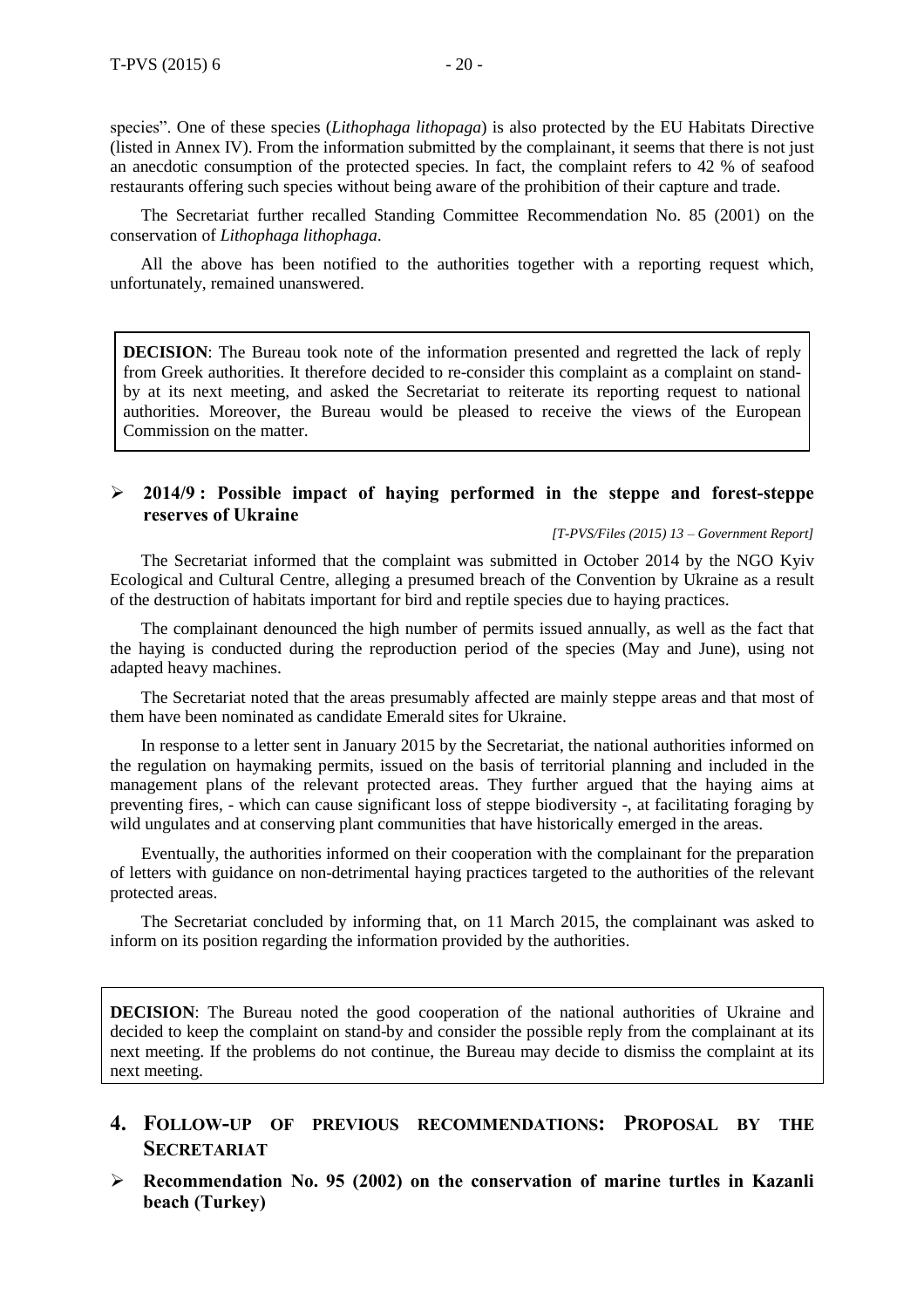species". One of these species (*Lithophaga lithopaga*) is also protected by the EU Habitats Directive (listed in Annex IV). From the information submitted by the complainant, it seems that there is not just an anecdotic consumption of the protected species. In fact, the complaint refers to 42 % of seafood restaurants offering such species without being aware of the prohibition of their capture and trade.

The Secretariat further recalled Standing Committee Recommendation No. 85 (2001) on the conservation of *Lithophaga lithophaga*.

All the above has been notified to the authorities together with a reporting request which, unfortunately, remained unanswered.

**DECISION**: The Bureau took note of the information presented and regretted the lack of reply from Greek authorities. It therefore decided to re-consider this complaint as a complaint on stand-by at its next meeting, and asked the Secretariat to reiterate its reporting request to national authorities. Moreover, the Bureau would be pleased to receive the views of the European Commission on the matter.

- **2014/9 : Possible impact of haying performed in the steppe and forest-steppe reserves of Ukraine**

*[T-PVS/Files (2015) 13 – Government Report]*

The Secretariat informed that the complaint was submitted in October 2014 by the NGO Kyiv Ecological and Cultural Centre, alleging a presumed breach of the Convention by Ukraine as a result of the destruction of habitats important for bird and reptile species due to haying practices.

The complainant denounced the high number of permits issued annually, as well as the fact that the haying is conducted during the reproduction period of the species (May and June), using not adapted heavy machines.

The Secretariat noted that the areas presumably affected are mainly steppe areas and that most of them have been nominated as candidate Emerald sites for Ukraine.

In response to a letter sent in January 2015 by the Secretariat, the national authorities informed on the regulation on haymaking permits, issued on the basis of territorial planning and included in the management plans of the relevant protected areas. They further argued that the haying aims at preventing fires, - which can cause significant loss of steppe biodiversity -, at facilitating foraging by wild ungulates and at conserving plant communities that have historically emerged in the areas.

Eventually, the authorities informed on their cooperation with the complainant for the preparation of letters with guidance on non-detrimental haying practices targeted to the authorities of the relevant protected areas.

The Secretariat concluded by informing that, on 11 March 2015, the complainant was asked to inform on its position regarding the information provided by the authorities.

**DECISION**: The Bureau noted the good cooperation of the national authorities of Ukraine and decided to keep the complaint on stand-by and consider the possible reply from the complainant at its next meeting. If the problems do not continue, the Bureau may decide to dismiss the complaint at its next meeting.

## 4. Follow-up of previous recommendations: Proposal by the Secretariat

- **Recommendation No. 95 (2002) on the conservation of marine turtles in Kazanli beach (Turkey)**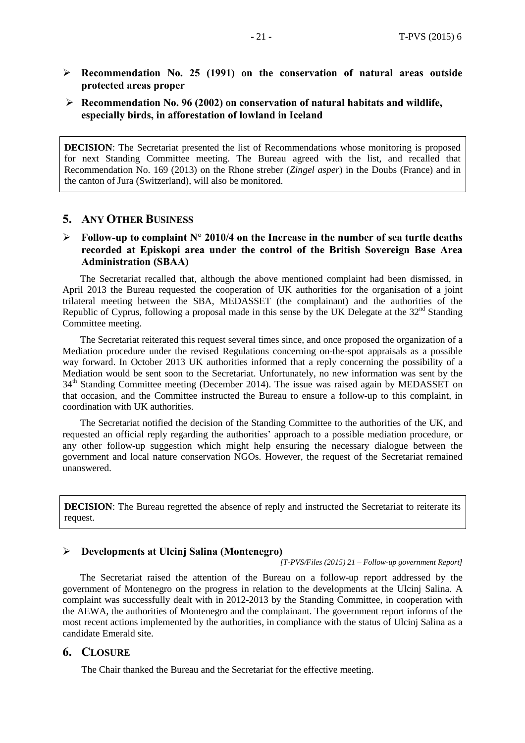- **Recommendation No. 25 (1991) on the conservation of natural areas outside protected areas proper**
- **Recommendation No. 96 (2002) on conservation of natural habitats and wildlife, especially birds, in afforestation of lowland in Iceland**

**DECISION**: The Secretariat presented the list of Recommendations whose monitoring is proposed for next Standing Committee meeting. The Bureau agreed with the list, and recalled that Recommendation No. 169 (2013) on the Rhone streber (*Zingel asper*) in the Doubs (France) and in the canton of Jura (Switzerland), will also be monitored.

## 5. ANY OTHER BUSINESS

- **Follow-up to complaint N° 2010/4 on the Increase in the number of sea turtle deaths recorded at Episkopi area under the control of the British Sovereign Base Area Administration (SBAA)**

The Secretariat recalled that, although the above mentioned complaint had been dismissed, in April 2013 the Bureau requested the cooperation of UK authorities for the organisation of a joint trilateral meeting between the SBA, MEDASSET (the complainant) and the authorities of the Republic of Cyprus, following a proposal made in this sense by the UK Delegate at the 32nd Standing Committee meeting.

The Secretariat reiterated this request several times since, and once proposed the organization of a Mediation procedure under the revised Regulations concerning on-the-spot appraisals as a possible way forward. In October 2013 UK authorities informed that a reply concerning the possibility of a Mediation would be sent soon to the Secretariat. Unfortunately, no new information was sent by the 34th Standing Committee meeting (December 2014). The issue was raised again by MEDASSET on that occasion, and the Committee instructed the Bureau to ensure a follow-up to this complaint, in coordination with UK authorities.

The Secretariat notified the decision of the Standing Committee to the authorities of the UK, and requested an official reply regarding the authorities' approach to a possible mediation procedure, or any other follow-up suggestion which might help ensuring the necessary dialogue between the government and local nature conservation NGOs. However, the request of the Secretariat remained unanswered.

**DECISION**: The Bureau regretted the absence of reply and instructed the Secretariat to reiterate its request.

- **Developments at Ulcinj Salina (Montenegro)**

*[T-PVS/Files (2015) 21 – Follow-up government Report]*

The Secretariat raised the attention of the Bureau on a follow-up report addressed by the government of Montenegro on the progress in relation to the developments at the Ulcinj Salina. A complaint was successfully dealt with in 2012-2013 by the Standing Committee, in cooperation with the AEWA, the authorities of Montenegro and the complainant. The government report informs of the most recent actions implemented by the authorities, in compliance with the status of Ulcinj Salina as a candidate Emerald site.

## 6. CLOSURE

The Chair thanked the Bureau and the Secretariat for the effective meeting.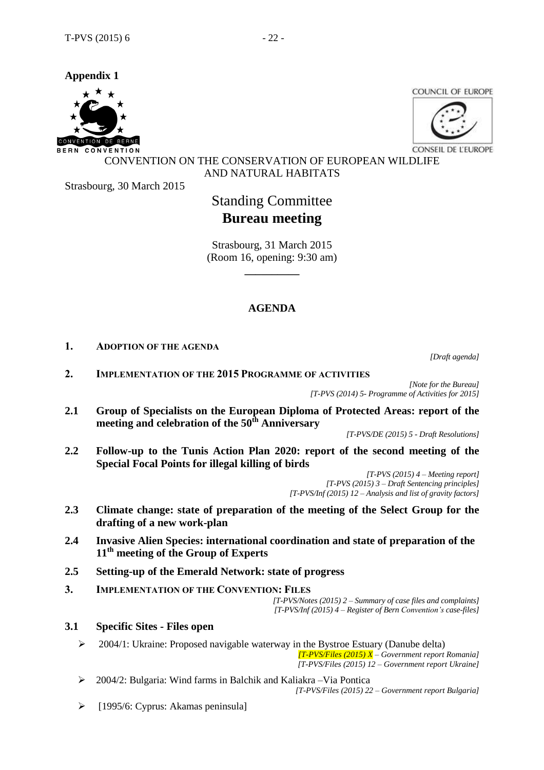**Appendix 1**

CONVENTION ON THE CONSERVATION OF EUROPEAN WILDLIFE AND NATURAL HABITATS

Strasbourg, 30 March 2015

# Standing Committee
# **Bureau meeting**

Strasbourg, 31 March 2015
(Room 16, opening: 9:30 am)

---

## AGENDA

**1. ADOPTION OF THE AGENDA**

*[Draft agenda]*

**2. IMPLEMENTATION OF THE 2015 PROGRAMME OF ACTIVITIES**

*[Note for the Bureau]*
*[T-PVS (2014) 5- Programme of Activities for 2015]*

**2.1 Group of Specialists on the European Diploma of Protected Areas: report of the meeting and celebration of the 50th Anniversary**

*[T-PVS/DE (2015) 5 - Draft Resolutions]*

**2.2 Follow-up to the Tunis Action Plan 2020: report of the second meeting of the Special Focal Points for illegal killing of birds**

*[T-PVS (2015) 4 – Meeting report]*
*[T-PVS (2015) 3 – Draft Sentencing principles]*
*[T-PVS/Inf (2015) 12 – Analysis and list of gravity factors]*

**2.3 Climate change: state of preparation of the meeting of the Select Group for the drafting of a new work-plan**

**2.4 Invasive Alien Species: international coordination and state of preparation of the 11th meeting of the Group of Experts**

**2.5 Setting-up of the Emerald Network: state of progress**

**3. IMPLEMENTATION OF THE CONVENTION: FILES**

*[T-PVS/Notes (2015) 2 – Summary of case files and complaints]*
*[T-PVS/Inf (2015) 4 – Register of Bern Convention's case-files]*

**3.1 Specific Sites - Files open**

- 2004/1: Ukraine: Proposed navigable waterway in the Bystroe Estuary (Danube delta)
  *[T-PVS/Files (2015) X – Government report Romania]*
  *[T-PVS/Files (2015) 12 – Government report Ukraine]*
- 2004/2: Bulgaria: Wind farms in Balchik and Kaliakra –Via Pontica
  *[T-PVS/Files (2015) 22 – Government report Bulgaria]*
- [1995/6: Cyprus: Akamas peninsula]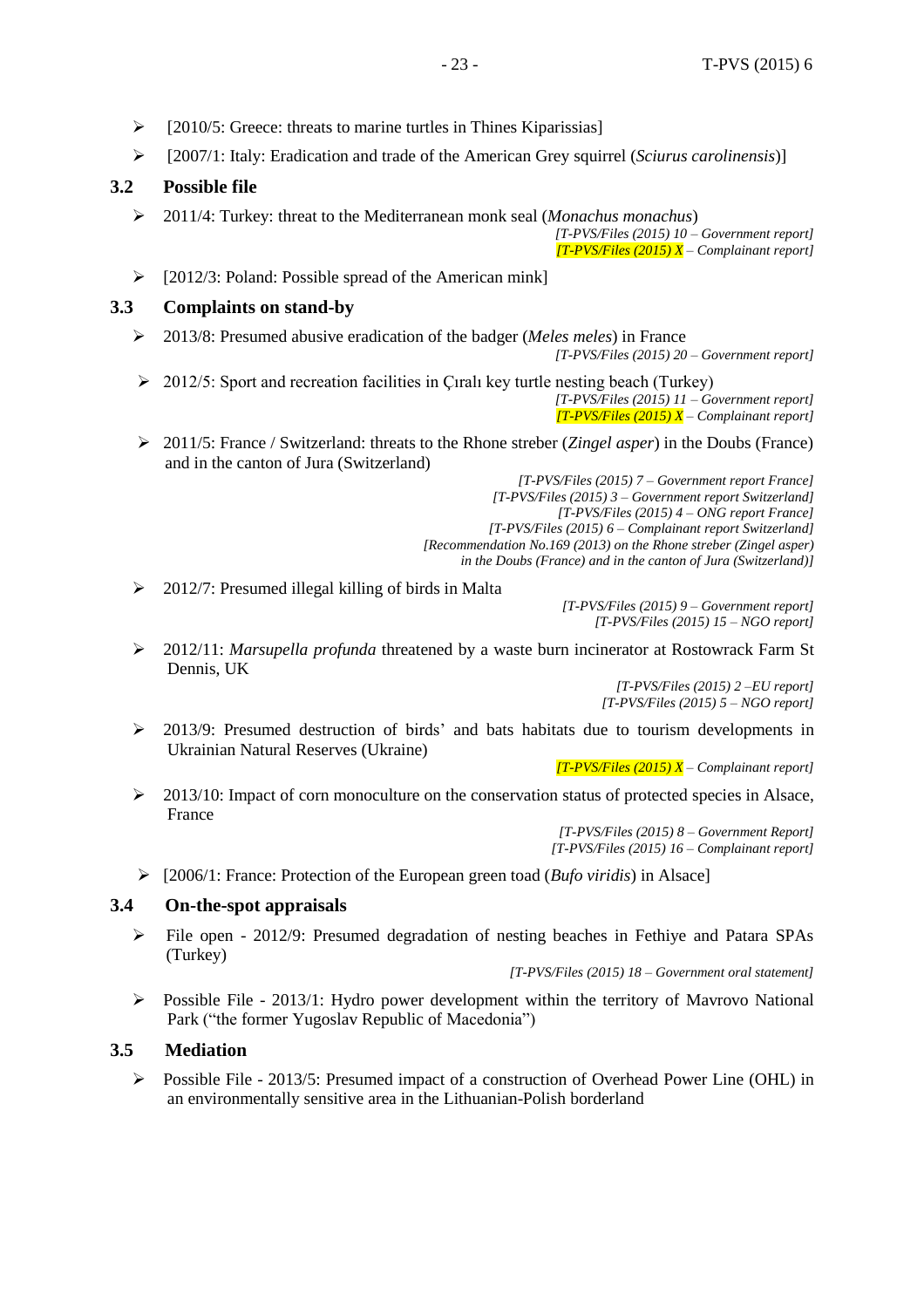- [2010/5: Greece: threats to marine turtles in Thines Kiparissias]
- [2007/1: Italy: Eradication and trade of the American Grey squirrel (*Sciurus carolinensis*)]

### 3.2 Possible file

- 2011/4: Turkey: threat to the Mediterranean monk seal (*Monachus monachus*)

  *[T-PVS/Files (2015) 10 – Government report]*
  *[T-PVS/Files (2015) X – Complainant report]*

- [2012/3: Poland: Possible spread of the American mink]

### 3.3 Complaints on stand-by

- 2013/8: Presumed abusive eradication of the badger (*Meles meles*) in France

  *[T-PVS/Files (2015) 20 – Government report]*

- 2012/5: Sport and recreation facilities in Çıralı key turtle nesting beach (Turkey)

  *[T-PVS/Files (2015) 11 – Government report]*
  *[T-PVS/Files (2015) X – Complainant report]*

- 2011/5: France / Switzerland: threats to the Rhone streber (*Zingel asper*) in the Doubs (France) and in the canton of Jura (Switzerland)

  *[T-PVS/Files (2015) 7 – Government report France]*
  *[T-PVS/Files (2015) 3 – Government report Switzerland]*
  *[T-PVS/Files (2015) 4 – ONG report France]*
  *[T-PVS/Files (2015) 6 – Complainant report Switzerland]*
  *[Recommendation No.169 (2013) on the Rhone streber (Zingel asper) in the Doubs (France) and in the canton of Jura (Switzerland)]*

- 2012/7: Presumed illegal killing of birds in Malta

  *[T-PVS/Files (2015) 9 – Government report]*
  *[T-PVS/Files (2015) 15 – NGO report]*

- 2012/11: *Marsupella profunda* threatened by a waste burn incinerator at Rostowrack Farm St Dennis, UK

  *[T-PVS/Files (2015) 2 –EU report]*
  *[T-PVS/Files (2015) 5 – NGO report]*

- 2013/9: Presumed destruction of birds' and bats habitats due to tourism developments in Ukrainian Natural Reserves (Ukraine)

  *[T-PVS/Files (2015) X – Complainant report]*

- 2013/10: Impact of corn monoculture on the conservation status of protected species in Alsace, France

  *[T-PVS/Files (2015) 8 – Government Report]*
  *[T-PVS/Files (2015) 16 – Complainant report]*

- [2006/1: France: Protection of the European green toad (*Bufo viridis*) in Alsace]

### 3.4 On-the-spot appraisals

- File open - 2012/9: Presumed degradation of nesting beaches in Fethiye and Patara SPAs (Turkey)

  *[T-PVS/Files (2015) 18 – Government oral statement]*

- Possible File - 2013/1: Hydro power development within the territory of Mavrovo National Park ("the former Yugoslav Republic of Macedonia")

### 3.5 Mediation

- Possible File - 2013/5: Presumed impact of a construction of Overhead Power Line (OHL) in an environmentally sensitive area in the Lithuanian-Polish borderland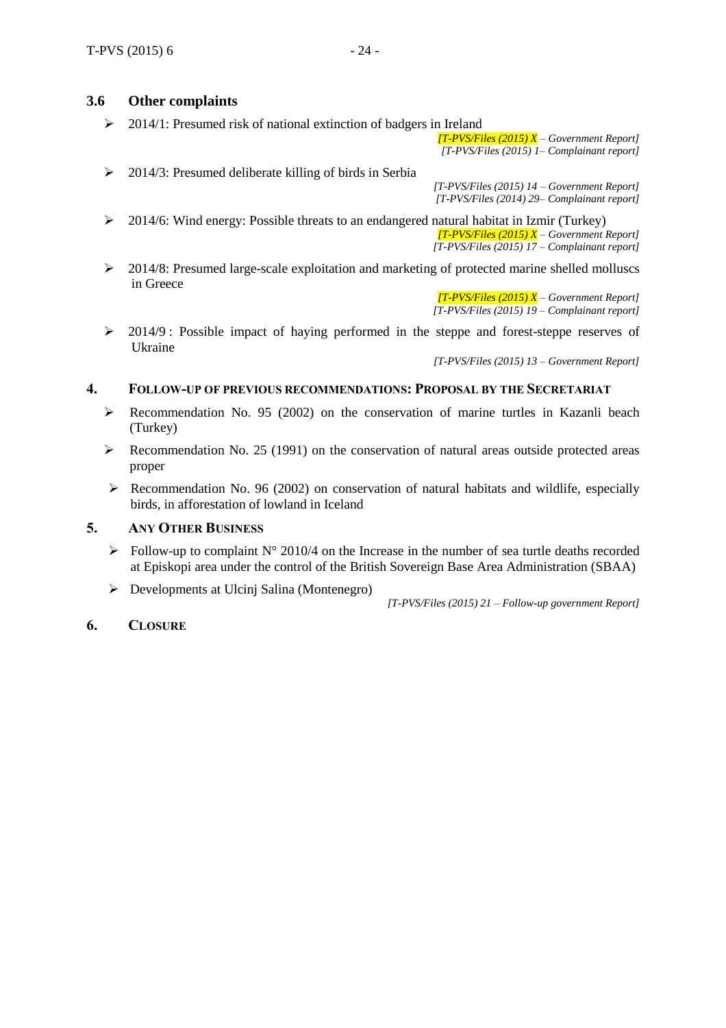### 3.6 Other complaints

- 2014/1: Presumed risk of national extinction of badgers in Ireland

  *[T-PVS/Files (2015) X – Government Report]*
  *[T-PVS/Files (2015) 1– Complainant report]*

- 2014/3: Presumed deliberate killing of birds in Serbia

  *[T-PVS/Files (2015) 14 – Government Report]*
  *[T-PVS/Files (2014) 29– Complainant report]*

- 2014/6: Wind energy: Possible threats to an endangered natural habitat in Izmir (Turkey)

  *[T-PVS/Files (2015) X – Government Report]*
  *[T-PVS/Files (2015) 17 – Complainant report]*

- 2014/8: Presumed large-scale exploitation and marketing of protected marine shelled molluscs in Greece

  *[T-PVS/Files (2015) X – Government Report]*
  *[T-PVS/Files (2015) 19 – Complainant report]*

- 2014/9 : Possible impact of haying performed in the steppe and forest-steppe reserves of Ukraine

  *[T-PVS/Files (2015) 13 – Government Report]*

## 4. FOLLOW-UP OF PREVIOUS RECOMMENDATIONS: PROPOSAL BY THE SECRETARIAT

- Recommendation No. 95 (2002) on the conservation of marine turtles in Kazanli beach (Turkey)
- Recommendation No. 25 (1991) on the conservation of natural areas outside protected areas proper
- Recommendation No. 96 (2002) on conservation of natural habitats and wildlife, especially birds, in afforestation of lowland in Iceland

## 5. ANY OTHER BUSINESS

- Follow-up to complaint N° 2010/4 on the Increase in the number of sea turtle deaths recorded at Episkopi area under the control of the British Sovereign Base Area Administration (SBAA)
- Developments at Ulcinj Salina (Montenegro)

  *[T-PVS/Files (2015) 21 – Follow-up government Report]*

## 6. CLOSURE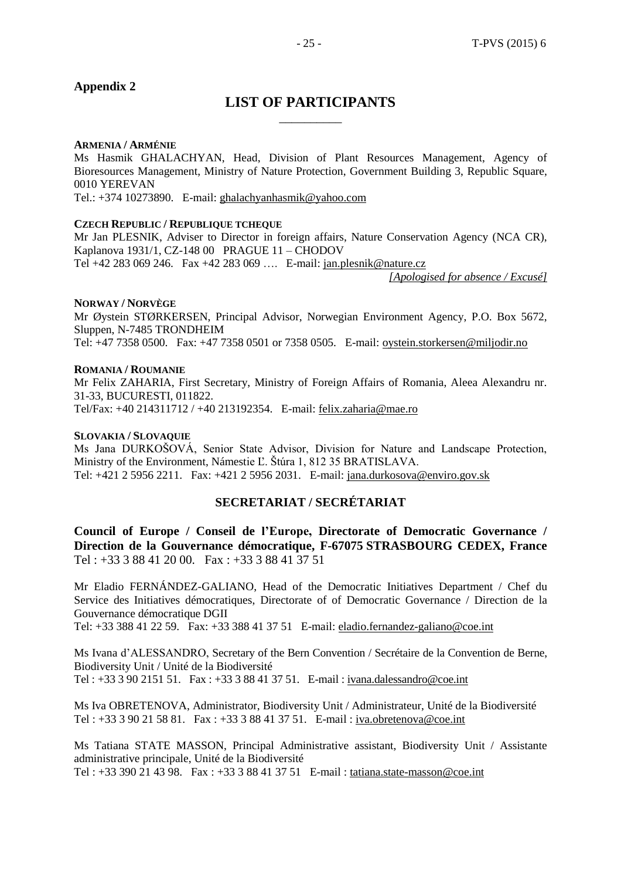**Appendix 2**

# LIST OF PARTICIPANTS

**ARMENIA / ARMÉNIE**

Ms Hasmik GHALACHYAN, Head, Division of Plant Resources Management, Agency of Bioresources Management, Ministry of Nature Protection, Government Building 3, Republic Square, 0010 YEREVAN

Tel.: +374 10273890. E-mail: ghalachyanhasmik@yahoo.com

**CZECH REPUBLIC / REPUBLIQUE TCHEQUE**

Mr Jan PLESNIK, Adviser to Director in foreign affairs, Nature Conservation Agency (NCA CR), Kaplanova 1931/1, CZ-148 00 PRAGUE 11 – CHODOV

Tel +42 283 069 246. Fax +42 283 069 …. E-mail: jan.plesnik@nature.cz

*[Apologised for absence / Excusé]*

**NORWAY / NORVÈGE**

Mr Øystein STØRKERSEN, Principal Advisor, Norwegian Environment Agency, P.O. Box 5672, Sluppen, N-7485 TRONDHEIM

Tel: +47 7358 0500. Fax: +47 7358 0501 or 7358 0505. E-mail: oystein.storkersen@miljodir.no

**ROMANIA / ROUMANIE**

Mr Felix ZAHARIA, First Secretary, Ministry of Foreign Affairs of Romania, Aleea Alexandru nr. 31-33, BUCURESTI, 011822.

Tel/Fax: +40 214311712 / +40 213192354. E-mail: felix.zaharia@mae.ro

**SLOVAKIA / SLOVAQUIE**

Ms Jana DURKOŠOVÁ, Senior State Advisor, Division for Nature and Landscape Protection, Ministry of the Environment, Námestie Ľ. Štúra 1, 812 35 BRATISLAVA.

Tel: +421 2 5956 2211. Fax: +421 2 5956 2031. E-mail: jana.durkosova@enviro.gov.sk

## SECRETARIAT / SECRÉTARIAT

**Council of Europe / Conseil de l'Europe, Directorate of Democratic Governance / Direction de la Gouvernance démocratique, F-67075 STRASBOURG CEDEX, France**
Tel : +33 3 88 41 20 00. Fax : +33 3 88 41 37 51

Mr Eladio FERNÁNDEZ-GALIANO, Head of the Democratic Initiatives Department / Chef du Service des Initiatives démocratiques, Directorate of of Democratic Governance / Direction de la Gouvernance démocratique DGII

Tel: +33 388 41 22 59. Fax: +33 388 41 37 51 E-mail: eladio.fernandez-galiano@coe.int

Ms Ivana d'ALESSANDRO, Secretary of the Bern Convention / Secrétaire de la Convention de Berne, Biodiversity Unit / Unité de la Biodiversité

Tel : +33 3 90 2151 51. Fax : +33 3 88 41 37 51. E-mail : ivana.dalessandro@coe.int

Ms Iva OBRETENOVA, Administrator, Biodiversity Unit / Administrateur, Unité de la Biodiversité

Tel : +33 3 90 21 58 81. Fax : +33 3 88 41 37 51. E-mail : iva.obretenova@coe.int

Ms Tatiana STATE MASSON, Principal Administrative assistant, Biodiversity Unit / Assistante administrative principale, Unité de la Biodiversité

Tel : +33 390 21 43 98. Fax : +33 3 88 41 37 51 E-mail : tatiana.state-masson@coe.int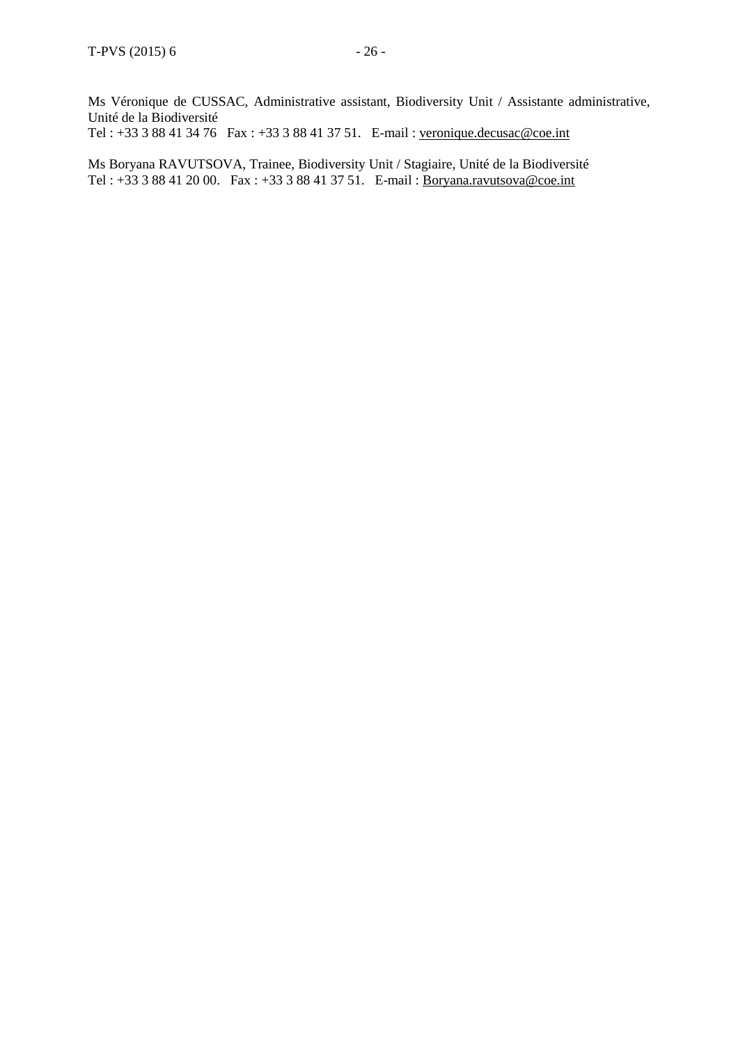Ms Véronique de CUSSAC, Administrative assistant, Biodiversity Unit / Assistante administrative, Unité de la Biodiversité
Tel : +33 3 88 41 34 76 Fax : +33 3 88 41 37 51. E-mail : veronique.decusac@coe.int

Ms Boryana RAVUTSOVA, Trainee, Biodiversity Unit / Stagiaire, Unité de la Biodiversité
Tel : +33 3 88 41 20 00. Fax : +33 3 88 41 37 51. E-mail : Boryana.ravutsova@coe.int